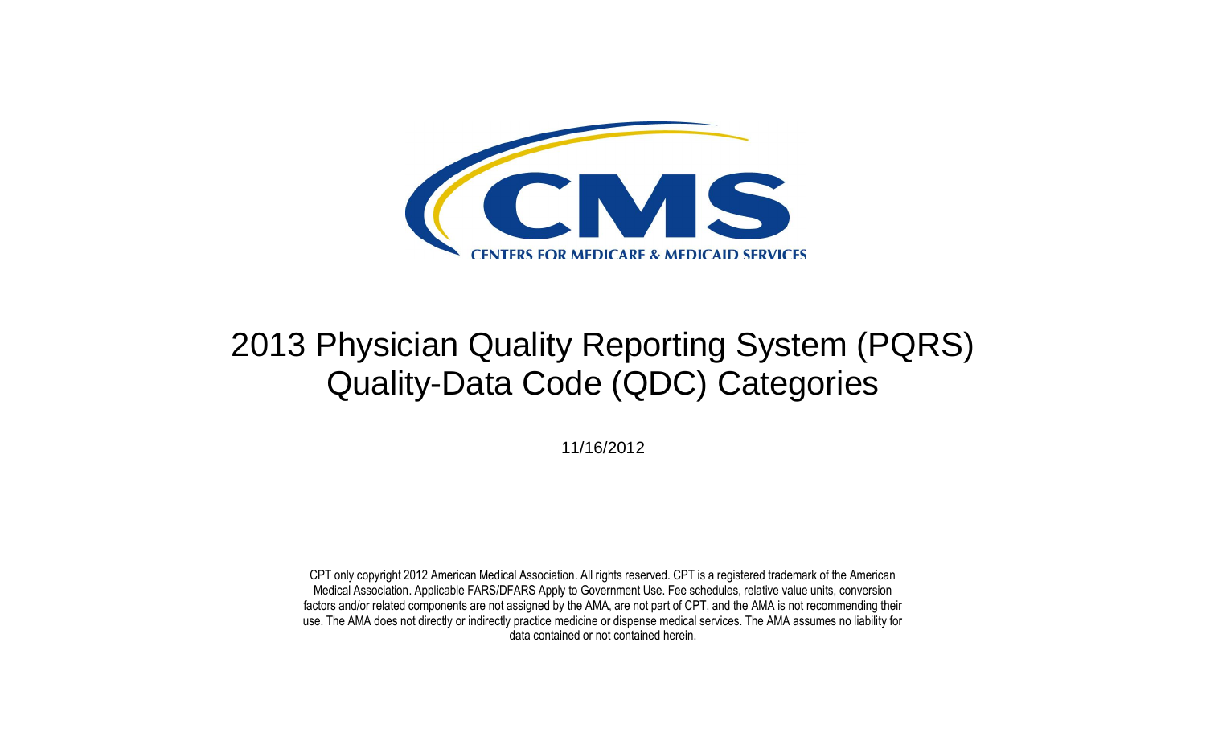CENTERS FOR MEDICARE & MEDICAID SERVICES

# 2013 Physician Quality Reporting System (PQRS) Quality-Data Code (QDC) Categories

11/16/2012

CPT only copyright 2012 American Medical Association. All rights reserved. CPT is a registered trademark of the American Medical Association. Applicable FARS/DFARS Apply to Government Use. Fee schedules, relative value units, conversion factors and/or related components are not assigned by the AMA, are not part of CPT, and the AMA is not recommending their use. The AMA does not directly or indirectly practice medicine or dispense medical services. The AMA assumes no liability for data contained or not contained herein.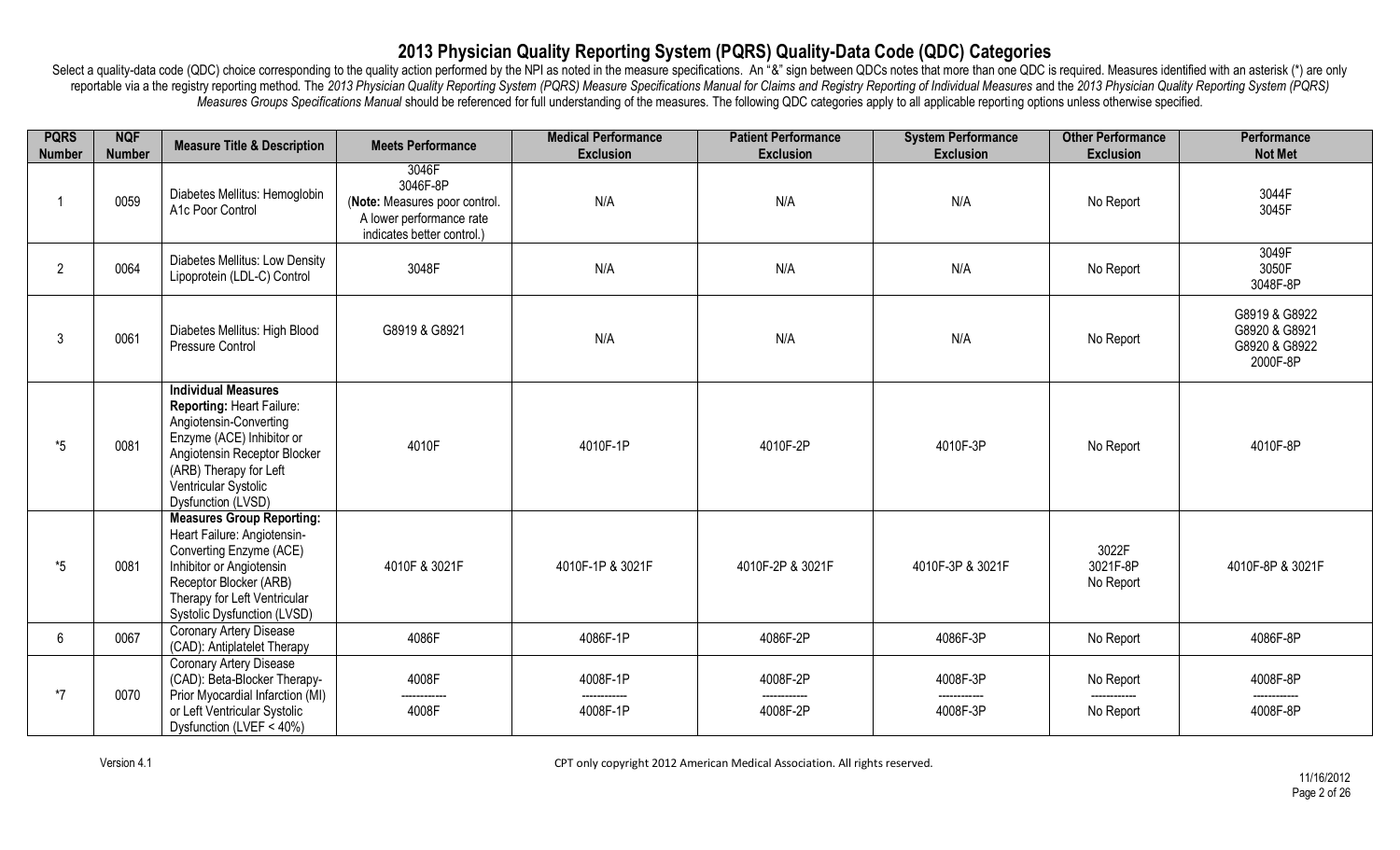# 2013 Physician Quality Reporting System (PQRS) Quality-Data Code (QDC) Categories

Select a quality-data code (QDC) choice corresponding to the quality action performed by the NPI as noted in the measure specifications. An "&" sign between QDCs notes that more than one QDC is required. Measures identified with an asterisk (*) are only reportable via a the registry reporting method. The *2013 Physician Quality Reporting System (PQRS) Measure Specifications Manual for Claims and Registry Reporting of Individual Measures* and the *2013 Physician Quality Reporting System (PQRS) Measures Groups Specifications Manual* should be referenced for full understanding of the measures. The following QDC categories apply to all applicable reporting options unless otherwise specified.

| PQRS Number | NQF Number | Measure Title & Description | Meets Performance | Medical Performance Exclusion | Patient Performance Exclusion | System Performance Exclusion | Other Performance Exclusion | Performance Not Met |
|---|---|---|---|---|---|---|---|---|
| 1 | 0059 | Diabetes Mellitus: Hemoglobin A1c Poor Control | 3046F<br>3046F-8P<br>(**Note:** Measures poor control. A lower performance rate indicates better control.) | N/A | N/A | N/A | No Report | 3044F<br>3045F |
| 2 | 0064 | Diabetes Mellitus: Low Density Lipoprotein (LDL-C) Control | 3048F | N/A | N/A | N/A | No Report | 3049F<br>3050F<br>3048F-8P |
| 3 | 0061 | Diabetes Mellitus: High Blood Pressure Control | G8919 & G8921 | N/A | N/A | N/A | No Report | G8919 & G8922<br>G8920 & G8921<br>G8920 & G8922<br>2000F-8P |
| *5 | 0081 | **Individual Measures Reporting:** Heart Failure: Angiotensin-Converting Enzyme (ACE) Inhibitor or Angiotensin Receptor Blocker (ARB) Therapy for Left Ventricular Systolic Dysfunction (LVSD) | 4010F | 4010F-1P | 4010F-2P | 4010F-3P | No Report | 4010F-8P |
| *5 | 0081 | **Measures Group Reporting:** Heart Failure: Angiotensin-Converting Enzyme (ACE) Inhibitor or Angiotensin Receptor Blocker (ARB) Therapy for Left Ventricular Systolic Dysfunction (LVSD) | 4010F & 3021F | 4010F-1P & 3021F | 4010F-2P & 3021F | 4010F-3P & 3021F | 3022F<br>3021F-8P<br>No Report | 4010F-8P & 3021F |
| 6 | 0067 | Coronary Artery Disease (CAD): Antiplatelet Therapy | 4086F | 4086F-1P | 4086F-2P | 4086F-3P | No Report | 4086F-8P |
| *7 | 0070 | Coronary Artery Disease (CAD): Beta-Blocker Therapy-Prior Myocardial Infarction (MI) or Left Ventricular Systolic Dysfunction (LVEF < 40%) | 4008F<br>-----------<br>4008F | 4008F-1P<br>-----------<br>4008F-1P | 4008F-2P<br>-----------<br>4008F-2P | 4008F-3P<br>-----------<br>4008F-3P | No Report<br>-----------<br>No Report | 4008F-8P<br>-----------<br>4008F-8P |

Version 4.1

CPT only copyright 2012 American Medical Association. All rights reserved.

11/16/2012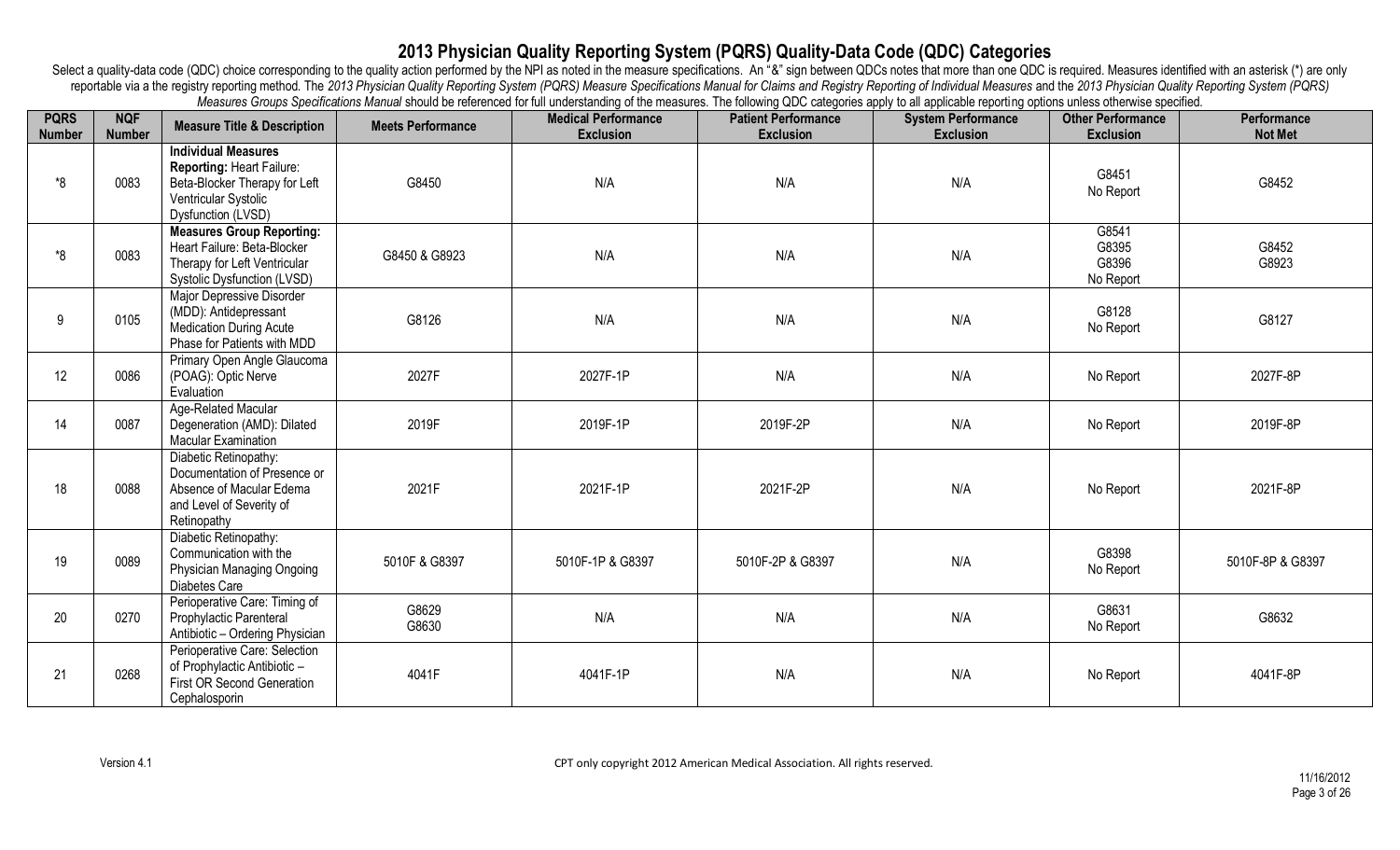# 2013 Physician Quality Reporting System (PQRS) Quality-Data Code (QDC) Categories

Select a quality-data code (QDC) choice corresponding to the quality action performed by the NPI as noted in the measure specifications. An "&" sign between QDCs notes that more than one QDC is required. Measures identified with an asterisk (*) are only reportable via a the registry reporting method. The *2013 Physician Quality Reporting System (PQRS) Measure Specifications Manual for Claims and Registry Reporting of Individual Measures* and the *2013 Physician Quality Reporting System (PQRS) Measures Groups Specifications Manual* should be referenced for full understanding of the measures. The following QDC categories apply to all applicable reporting options unless otherwise specified.

| PQRS Number | NQF Number | Measure Title & Description | Meets Performance | Medical Performance Exclusion | Patient Performance Exclusion | System Performance Exclusion | Other Performance Exclusion | Performance Not Met |
|---|---|---|---|---|---|---|---|---|
| *8 | 0083 | **Individual Measures Reporting:** Heart Failure: Beta-Blocker Therapy for Left Ventricular Systolic Dysfunction (LVSD) | G8450 | N/A | N/A | N/A | G8451<br>No Report | G8452 |
| *8 | 0083 | **Measures Group Reporting:** Heart Failure: Beta-Blocker Therapy for Left Ventricular Systolic Dysfunction (LVSD) | G8450 & G8923 | N/A | N/A | N/A | G8541<br>G8395<br>G8396<br>No Report | G8452<br>G8923 |
| 9 | 0105 | Major Depressive Disorder (MDD): Antidepressant Medication During Acute Phase for Patients with MDD | G8126 | N/A | N/A | N/A | G8128<br>No Report | G8127 |
| 12 | 0086 | Primary Open Angle Glaucoma (POAG): Optic Nerve Evaluation | 2027F | 2027F-1P | N/A | N/A | No Report | 2027F-8P |
| 14 | 0087 | Age-Related Macular Degeneration (AMD): Dilated Macular Examination | 2019F | 2019F-1P | 2019F-2P | N/A | No Report | 2019F-8P |
| 18 | 0088 | Diabetic Retinopathy: Documentation of Presence or Absence of Macular Edema and Level of Severity of Retinopathy | 2021F | 2021F-1P | 2021F-2P | N/A | No Report | 2021F-8P |
| 19 | 0089 | Diabetic Retinopathy: Communication with the Physician Managing Ongoing Diabetes Care | 5010F & G8397 | 5010F-1P & G8397 | 5010F-2P & G8397 | N/A | G8398<br>No Report | 5010F-8P & G8397 |
| 20 | 0270 | Perioperative Care: Timing of Prophylactic Parenteral Antibiotic – Ordering Physician | G8629<br>G8630 | N/A | N/A | N/A | G8631<br>No Report | G8632 |
| 21 | 0268 | Perioperative Care: Selection of Prophylactic Antibiotic – First OR Second Generation Cephalosporin | 4041F | 4041F-1P | N/A | N/A | No Report | 4041F-8P |

Version 4.1

CPT only copyright 2012 American Medical Association. All rights reserved.

11/16/2012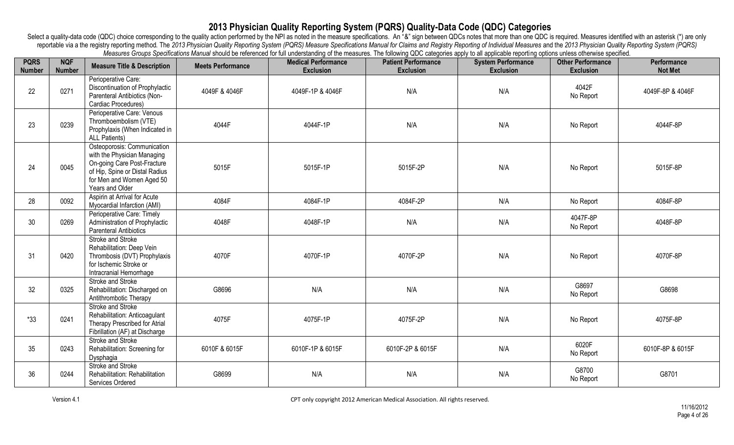# 2013 Physician Quality Reporting System (PQRS) Quality-Data Code (QDC) Categories

Select a quality-data code (QDC) choice corresponding to the quality action performed by the NPI as noted in the measure specifications. An "&" sign between QDCs notes that more than one QDC is required. Measures identified with an asterisk (*) are only reportable via a the registry reporting method. The *2013 Physician Quality Reporting System (PQRS) Measure Specifications Manual for Claims and Registry Reporting of Individual Measures* and the *2013 Physician Quality Reporting System (PQRS) Measures Groups Specifications Manual* should be referenced for full understanding of the measures. The following QDC categories apply to all applicable reporting options unless otherwise specified.

| PQRS Number | NQF Number | Measure Title & Description | Meets Performance | Medical Performance Exclusion | Patient Performance Exclusion | System Performance Exclusion | Other Performance Exclusion | Performance Not Met |
|---|---|---|---|---|---|---|---|---|
| 22 | 0271 | Perioperative Care: Discontinuation of Prophylactic Parenteral Antibiotics (Non-Cardiac Procedures) | 4049F & 4046F | 4049F-1P & 4046F | N/A | N/A | 4042F<br>No Report | 4049F-8P & 4046F |
| 23 | 0239 | Perioperative Care: Venous Thromboembolism (VTE) Prophylaxis (When Indicated in ALL Patients) | 4044F | 4044F-1P | N/A | N/A | No Report | 4044F-8P |
| 24 | 0045 | Osteoporosis: Communication with the Physician Managing On-going Care Post-Fracture of Hip, Spine or Distal Radius for Men and Women Aged 50 Years and Older | 5015F | 5015F-1P | 5015F-2P | N/A | No Report | 5015F-8P |
| 28 | 0092 | Aspirin at Arrival for Acute Myocardial Infarction (AMI) | 4084F | 4084F-1P | 4084F-2P | N/A | No Report | 4084F-8P |
| 30 | 0269 | Perioperative Care: Timely Administration of Prophylactic Parenteral Antibiotics | 4048F | 4048F-1P | N/A | N/A | 4047F-8P<br>No Report | 4048F-8P |
| 31 | 0420 | Stroke and Stroke Rehabilitation: Deep Vein Thrombosis (DVT) Prophylaxis for Ischemic Stroke or Intracranial Hemorrhage | 4070F | 4070F-1P | 4070F-2P | N/A | No Report | 4070F-8P |
| 32 | 0325 | Stroke and Stroke Rehabilitation: Discharged on Antithrombotic Therapy | G8696 | N/A | N/A | N/A | G8697<br>No Report | G8698 |
| *33 | 0241 | Stroke and Stroke Rehabilitation: Anticoagulant Therapy Prescribed for Atrial Fibrillation (AF) at Discharge | 4075F | 4075F-1P | 4075F-2P | N/A | No Report | 4075F-8P |
| 35 | 0243 | Stroke and Stroke Rehabilitation: Screening for Dysphagia | 6010F & 6015F | 6010F-1P & 6015F | 6010F-2P & 6015F | N/A | 6020F<br>No Report | 6010F-8P & 6015F |
| 36 | 0244 | Stroke and Stroke Rehabilitation: Rehabilitation Services Ordered | G8699 | N/A | N/A | N/A | G8700<br>No Report | G8701 |

Version 4.1 CPT only copyright 2012 American Medical Association. All rights reserved.

11/16/2012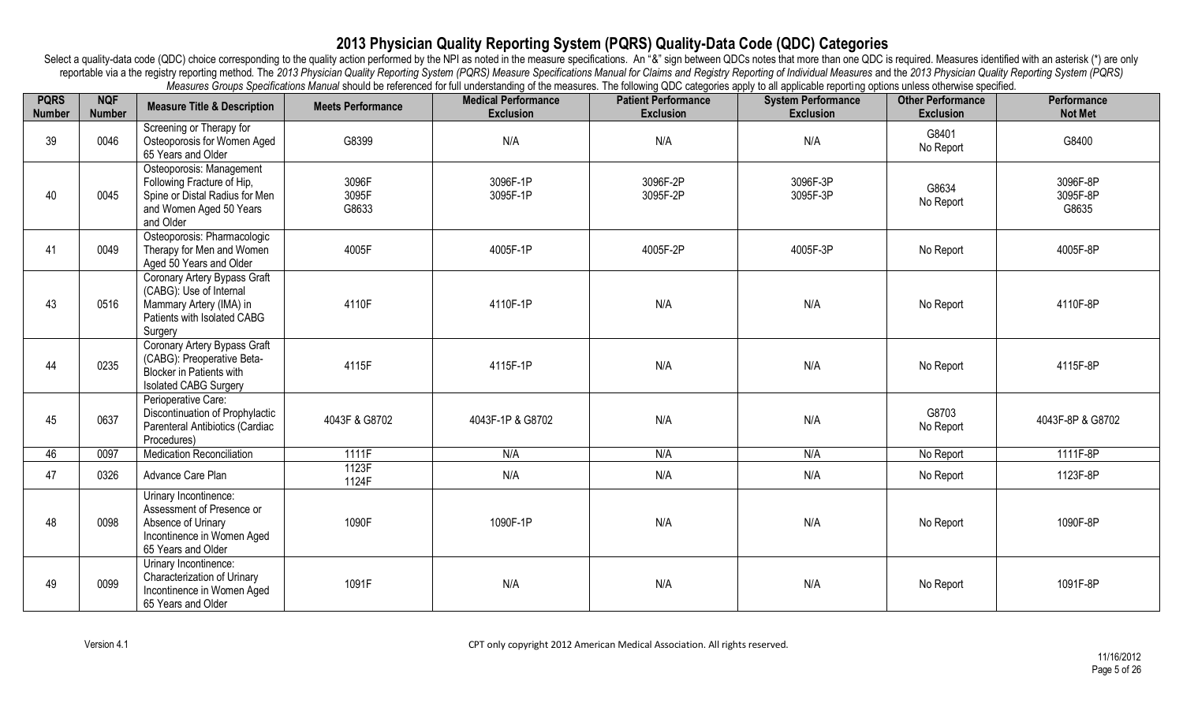# 2013 Physician Quality Reporting System (PQRS) Quality-Data Code (QDC) Categories

Select a quality-data code (QDC) choice corresponding to the quality action performed by the NPI as noted in the measure specifications. An "&" sign between QDCs notes that more than one QDC is required. Measures identified with an asterisk (*) are only reportable via a the registry reporting method. The *2013 Physician Quality Reporting System (PQRS) Measure Specifications Manual for Claims and Registry Reporting of Individual Measures* and the *2013 Physician Quality Reporting System (PQRS) Measures Groups Specifications Manual* should be referenced for full understanding of the measures. The following QDC categories apply to all applicable reporting options unless otherwise specified.

| PQRS Number | NQF Number | Measure Title & Description | Meets Performance | Medical Performance Exclusion | Patient Performance Exclusion | System Performance Exclusion | Other Performance Exclusion | Performance Not Met |
|---|---|---|---|---|---|---|---|---|
| 39 | 0046 | Screening or Therapy for Osteoporosis for Women Aged 65 Years and Older | G8399 | N/A | N/A | N/A | G8401<br>No Report | G8400 |
| 40 | 0045 | Osteoporosis: Management Following Fracture of Hip, Spine or Distal Radius for Men and Women Aged 50 Years and Older | 3096F<br>3095F<br>G8633 | 3096F-1P<br>3095F-1P | 3096F-2P<br>3095F-2P | 3096F-3P<br>3095F-3P | G8634<br>No Report | 3096F-8P<br>3095F-8P<br>G8635 |
| 41 | 0049 | Osteoporosis: Pharmacologic Therapy for Men and Women Aged 50 Years and Older | 4005F | 4005F-1P | 4005F-2P | 4005F-3P | No Report | 4005F-8P |
| 43 | 0516 | Coronary Artery Bypass Graft (CABG): Use of Internal Mammary Artery (IMA) in Patients with Isolated CABG Surgery | 4110F | 4110F-1P | N/A | N/A | No Report | 4110F-8P |
| 44 | 0235 | Coronary Artery Bypass Graft (CABG): Preoperative Beta-Blocker in Patients with Isolated CABG Surgery | 4115F | 4115F-1P | N/A | N/A | No Report | 4115F-8P |
| 45 | 0637 | Perioperative Care: Discontinuation of Prophylactic Parenteral Antibiotics (Cardiac Procedures) | 4043F & G8702 | 4043F-1P & G8702 | N/A | N/A | G8703<br>No Report | 4043F-8P & G8702 |
| 46 | 0097 | Medication Reconciliation | 1111F | N/A | N/A | N/A | No Report | 1111F-8P |
| 47 | 0326 | Advance Care Plan | 1123F<br>1124F | N/A | N/A | N/A | No Report | 1123F-8P |
| 48 | 0098 | Urinary Incontinence: Assessment of Presence or Absence of Urinary Incontinence in Women Aged 65 Years and Older | 1090F | 1090F-1P | N/A | N/A | No Report | 1090F-8P |
| 49 | 0099 | Urinary Incontinence: Characterization of Urinary Incontinence in Women Aged 65 Years and Older | 1091F | N/A | N/A | N/A | No Report | 1091F-8P |

Version 4.1

CPT only copyright 2012 American Medical Association. All rights reserved.

11/16/2012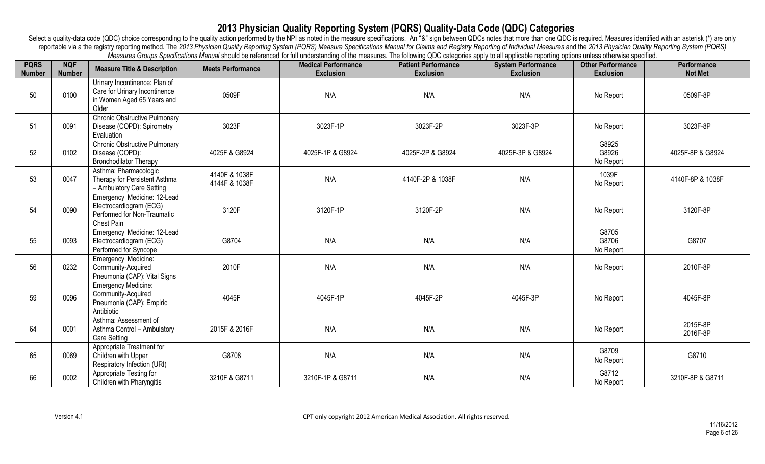# 2013 Physician Quality Reporting System (PQRS) Quality-Data Code (QDC) Categories

Select a quality-data code (QDC) choice corresponding to the quality action performed by the NPI as noted in the measure specifications. An "&" sign between QDCs notes that more than one QDC is required. Measures identified with an asterisk (*) are only reportable via a the registry reporting method. The *2013 Physician Quality Reporting System (PQRS) Measure Specifications Manual for Claims and Registry Reporting of Individual Measures* and the *2013 Physician Quality Reporting System (PQRS) Measures Groups Specifications Manual* should be referenced for full understanding of the measures. The following QDC categories apply to all applicable reporting options unless otherwise specified.

| PQRS Number | NQF Number | Measure Title & Description | Meets Performance | Medical Performance Exclusion | Patient Performance Exclusion | System Performance Exclusion | Other Performance Exclusion | Performance Not Met |
|---|---|---|---|---|---|---|---|---|
| 50 | 0100 | Urinary Incontinence: Plan of Care for Urinary Incontinence in Women Aged 65 Years and Older | 0509F | N/A | N/A | N/A | No Report | 0509F-8P |
| 51 | 0091 | Chronic Obstructive Pulmonary Disease (COPD): Spirometry Evaluation | 3023F | 3023F-1P | 3023F-2P | 3023F-3P | No Report | 3023F-8P |
| 52 | 0102 | Chronic Obstructive Pulmonary Disease (COPD): Bronchodilator Therapy | 4025F & G8924 | 4025F-1P & G8924 | 4025F-2P & G8924 | 4025F-3P & G8924 | G8925<br>G8926<br>No Report | 4025F-8P & G8924 |
| 53 | 0047 | Asthma: Pharmacologic Therapy for Persistent Asthma – Ambulatory Care Setting | 4140F & 1038F<br>4144F & 1038F | N/A | 4140F-2P & 1038F | N/A | 1039F<br>No Report | 4140F-8P & 1038F |
| 54 | 0090 | Emergency Medicine: 12-Lead Electrocardiogram (ECG) Performed for Non-Traumatic Chest Pain | 3120F | 3120F-1P | 3120F-2P | N/A | No Report | 3120F-8P |
| 55 | 0093 | Emergency Medicine: 12-Lead Electrocardiogram (ECG) Performed for Syncope | G8704 | N/A | N/A | N/A | G8705<br>G8706<br>No Report | G8707 |
| 56 | 0232 | Emergency Medicine: Community-Acquired Pneumonia (CAP): Vital Signs | 2010F | N/A | N/A | N/A | No Report | 2010F-8P |
| 59 | 0096 | Emergency Medicine: Community-Acquired Pneumonia (CAP): Empiric Antibiotic | 4045F | 4045F-1P | 4045F-2P | 4045F-3P | No Report | 4045F-8P |
| 64 | 0001 | Asthma: Assessment of Asthma Control – Ambulatory Care Setting | 2015F & 2016F | N/A | N/A | N/A | No Report | 2015F-8P<br>2016F-8P |
| 65 | 0069 | Appropriate Treatment for Children with Upper Respiratory Infection (URI) | G8708 | N/A | N/A | N/A | G8709<br>No Report | G8710 |
| 66 | 0002 | Appropriate Testing for Children with Pharyngitis | 3210F & G8711 | 3210F-1P & G8711 | N/A | N/A | G8712<br>No Report | 3210F-8P & G8711 |

Version 4.1

CPT only copyright 2012 American Medical Association. All rights reserved.

11/16/2012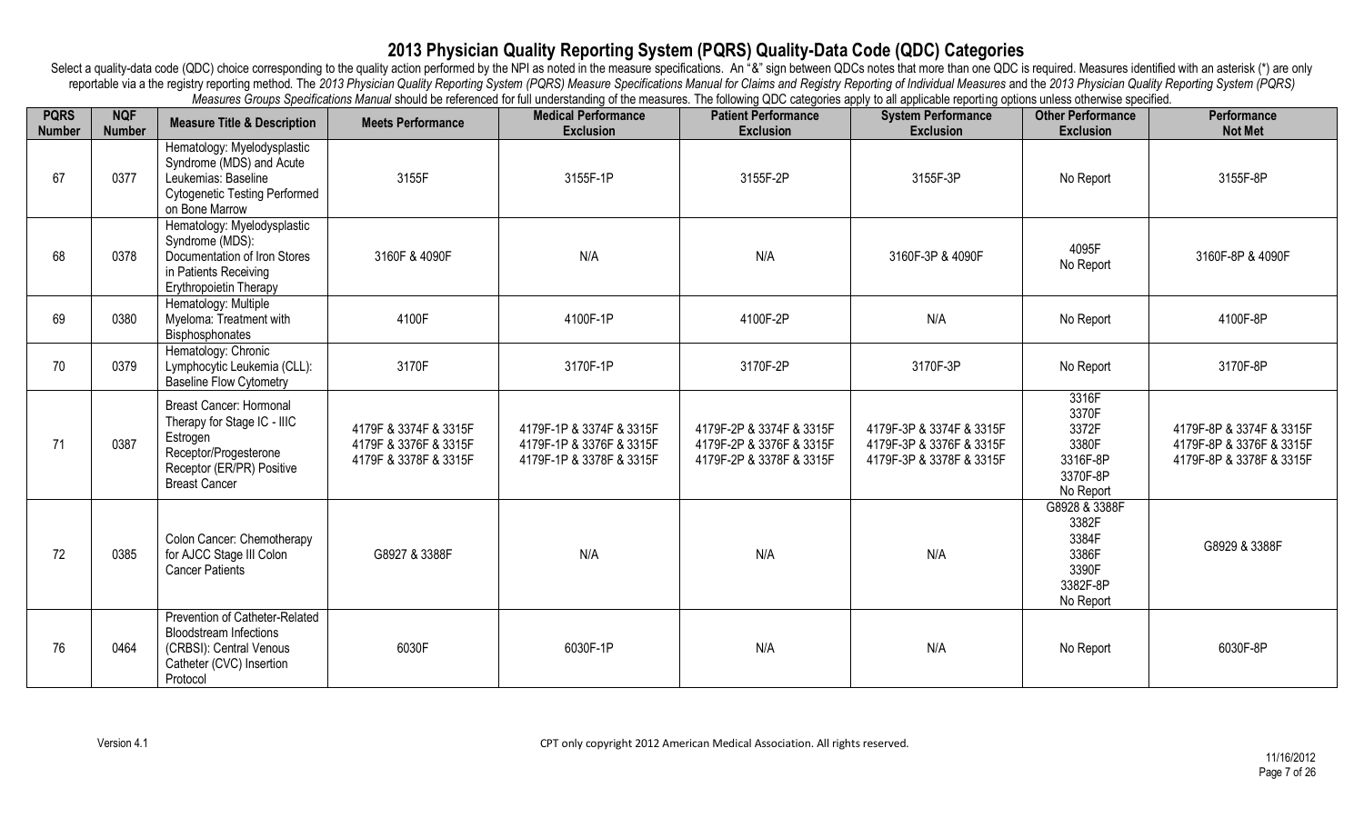# 2013 Physician Quality Reporting System (PQRS) Quality-Data Code (QDC) Categories

Select a quality-data code (QDC) choice corresponding to the quality action performed by the NPI as noted in the measure specifications. An "&" sign between QDCs notes that more than one QDC is required. Measures identified with an asterisk (*) are only reportable via a the registry reporting method. The *2013 Physician Quality Reporting System (PQRS) Measure Specifications Manual for Claims and Registry Reporting of Individual Measures* and the *2013 Physician Quality Reporting System (PQRS) Measures Groups Specifications Manual* should be referenced for full understanding of the measures. The following QDC categories apply to all applicable reporting options unless otherwise specified.

| PQRS Number | NQF Number | Measure Title & Description | Meets Performance | Medical Performance Exclusion | Patient Performance Exclusion | System Performance Exclusion | Other Performance Exclusion | Performance Not Met |
|---|---|---|---|---|---|---|---|---|
| 67 | 0377 | Hematology: Myelodysplastic Syndrome (MDS) and Acute Leukemias: Baseline Cytogenetic Testing Performed on Bone Marrow | 3155F | 3155F-1P | 3155F-2P | 3155F-3P | No Report | 3155F-8P |
| 68 | 0378 | Hematology: Myelodysplastic Syndrome (MDS): Documentation of Iron Stores in Patients Receiving Erythropoietin Therapy | 3160F & 4090F | N/A | N/A | 3160F-3P & 4090F | 4095F<br>No Report | 3160F-8P & 4090F |
| 69 | 0380 | Hematology: Multiple Myeloma: Treatment with Bisphosphonates | 4100F | 4100F-1P | 4100F-2P | N/A | No Report | 4100F-8P |
| 70 | 0379 | Hematology: Chronic Lymphocytic Leukemia (CLL): Baseline Flow Cytometry | 3170F | 3170F-1P | 3170F-2P | 3170F-3P | No Report | 3170F-8P |
| 71 | 0387 | Breast Cancer: Hormonal Therapy for Stage IC - IIIC Estrogen Receptor/Progesterone Receptor (ER/PR) Positive Breast Cancer | 4179F & 3374F & 3315F<br>4179F & 3376F & 3315F<br>4179F & 3378F & 3315F | 4179F-1P & 3374F & 3315F<br>4179F-1P & 3376F & 3315F<br>4179F-1P & 3378F & 3315F | 4179F-2P & 3374F & 3315F<br>4179F-2P & 3376F & 3315F<br>4179F-2P & 3378F & 3315F | 4179F-3P & 3374F & 3315F<br>4179F-3P & 3376F & 3315F<br>4179F-3P & 3378F & 3315F | 3316F<br>3370F<br>3372F<br>3380F<br>3316F-8P<br>3370F-8P<br>No Report | 4179F-8P & 3374F & 3315F<br>4179F-8P & 3376F & 3315F<br>4179F-8P & 3378F & 3315F |
| 72 | 0385 | Colon Cancer: Chemotherapy for AJCC Stage III Colon Cancer Patients | G8927 & 3388F | N/A | N/A | N/A | G8928 & 3388F<br>3382F<br>3384F<br>3386F<br>3390F<br>3382F-8P<br>No Report | G8929 & 3388F |
| 76 | 0464 | Prevention of Catheter-Related Bloodstream Infections (CRBSI): Central Venous Catheter (CVC) Insertion Protocol | 6030F | 6030F-1P | N/A | N/A | No Report | 6030F-8P |

Version 4.1

CPT only copyright 2012 American Medical Association. All rights reserved.

11/16/2012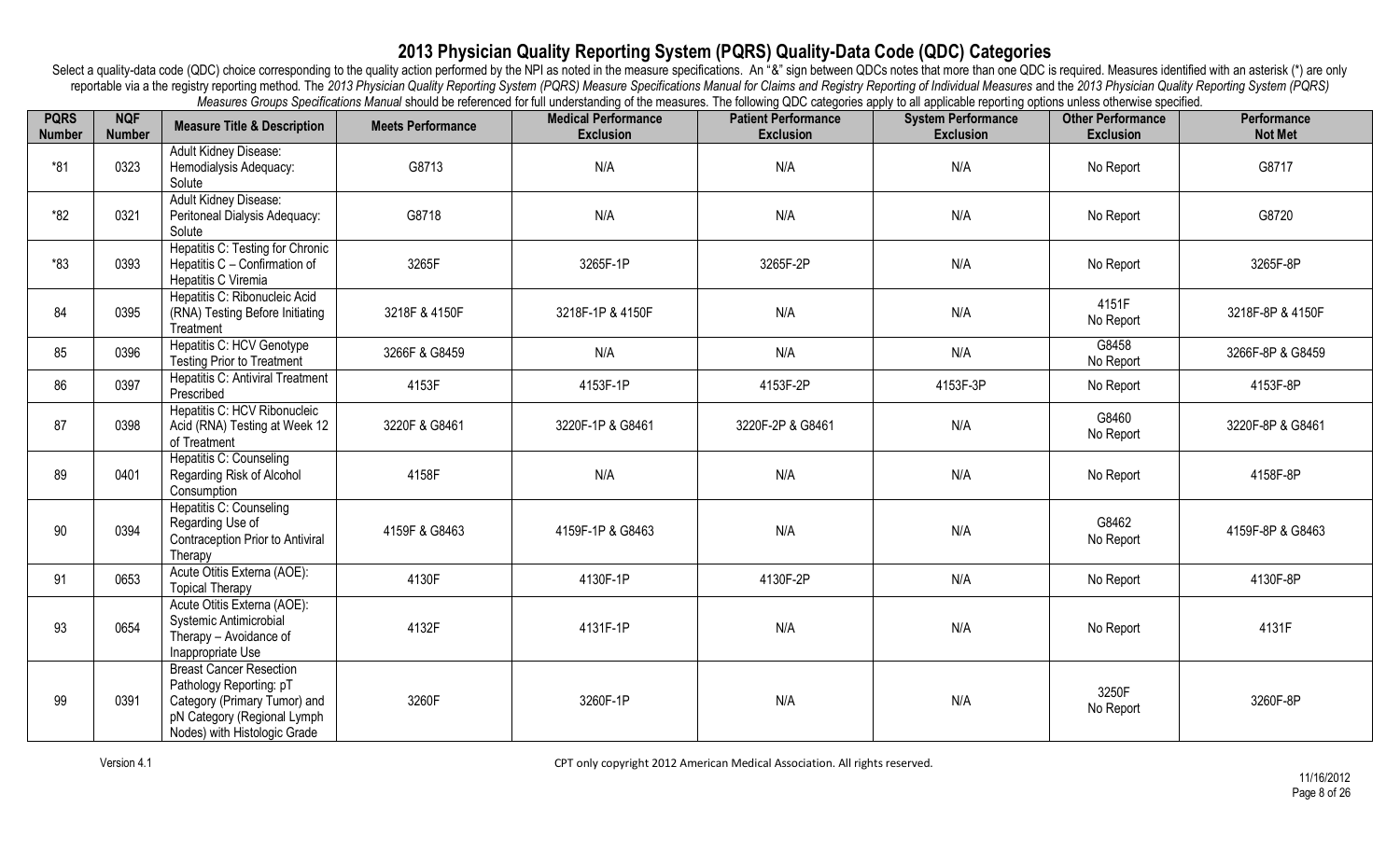# 2013 Physician Quality Reporting System (PQRS) Quality-Data Code (QDC) Categories

Select a quality-data code (QDC) choice corresponding to the quality action performed by the NPI as noted in the measure specifications. An "&" sign between QDCs notes that more than one QDC is required. Measures identified with an asterisk (*) are only reportable via a the registry reporting method. The *2013 Physician Quality Reporting System (PQRS) Measure Specifications Manual for Claims and Registry Reporting of Individual Measures* and the *2013 Physician Quality Reporting System (PQRS) Measures Groups Specifications Manual* should be referenced for full understanding of the measures. The following QDC categories apply to all applicable reporting options unless otherwise specified.

| PQRS Number | NQF Number | Measure Title & Description | Meets Performance | Medical Performance Exclusion | Patient Performance Exclusion | System Performance Exclusion | Other Performance Exclusion | Performance Not Met |
|---|---|---|---|---|---|---|---|---|
| *81 | 0323 | Adult Kidney Disease: Hemodialysis Adequacy: Solute | G8713 | N/A | N/A | N/A | No Report | G8717 |
| *82 | 0321 | Adult Kidney Disease: Peritoneal Dialysis Adequacy: Solute | G8718 | N/A | N/A | N/A | No Report | G8720 |
| *83 | 0393 | Hepatitis C: Testing for Chronic Hepatitis C – Confirmation of Hepatitis C Viremia | 3265F | 3265F-1P | 3265F-2P | N/A | No Report | 3265F-8P |
| 84 | 0395 | Hepatitis C: Ribonucleic Acid (RNA) Testing Before Initiating Treatment | 3218F & 4150F | 3218F-1P & 4150F | N/A | N/A | 4151F<br>No Report | 3218F-8P & 4150F |
| 85 | 0396 | Hepatitis C: HCV Genotype Testing Prior to Treatment | 3266F & G8459 | N/A | N/A | N/A | G8458<br>No Report | 3266F-8P & G8459 |
| 86 | 0397 | Hepatitis C: Antiviral Treatment Prescribed | 4153F | 4153F-1P | 4153F-2P | 4153F-3P | No Report | 4153F-8P |
| 87 | 0398 | Hepatitis C: HCV Ribonucleic Acid (RNA) Testing at Week 12 of Treatment | 3220F & G8461 | 3220F-1P & G8461 | 3220F-2P & G8461 | N/A | G8460<br>No Report | 3220F-8P & G8461 |
| 89 | 0401 | Hepatitis C: Counseling Regarding Risk of Alcohol Consumption | 4158F | N/A | N/A | N/A | No Report | 4158F-8P |
| 90 | 0394 | Hepatitis C: Counseling Regarding Use of Contraception Prior to Antiviral Therapy | 4159F & G8463 | 4159F-1P & G8463 | N/A | N/A | G8462<br>No Report | 4159F-8P & G8463 |
| 91 | 0653 | Acute Otitis Externa (AOE): Topical Therapy | 4130F | 4130F-1P | 4130F-2P | N/A | No Report | 4130F-8P |
| 93 | 0654 | Acute Otitis Externa (AOE): Systemic Antimicrobial Therapy – Avoidance of Inappropriate Use | 4132F | 4131F-1P | N/A | N/A | No Report | 4131F |
| 99 | 0391 | Breast Cancer Resection Pathology Reporting: pT Category (Primary Tumor) and pN Category (Regional Lymph Nodes) with Histologic Grade | 3260F | 3260F-1P | N/A | N/A | 3250F<br>No Report | 3260F-8P |

Version 4.1

CPT only copyright 2012 American Medical Association. All rights reserved.

11/16/2012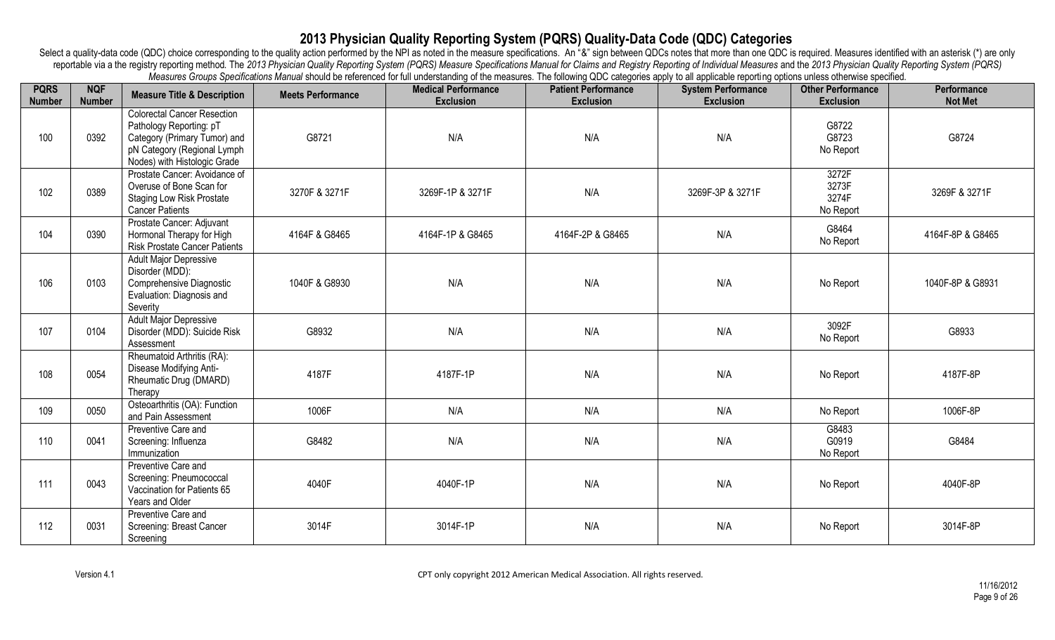# 2013 Physician Quality Reporting System (PQRS) Quality-Data Code (QDC) Categories

Select a quality-data code (QDC) choice corresponding to the quality action performed by the NPI as noted in the measure specifications. An "&" sign between QDCs notes that more than one QDC is required. Measures identified with an asterisk (*) are only reportable via a the registry reporting method. The *2013 Physician Quality Reporting System (PQRS) Measure Specifications Manual for Claims and Registry Reporting of Individual Measures* and the *2013 Physician Quality Reporting System (PQRS) Measures Groups Specifications Manual* should be referenced for full understanding of the measures. The following QDC categories apply to all applicable reporting options unless otherwise specified.

| PQRS Number | NQF Number | Measure Title & Description | Meets Performance | Medical Performance Exclusion | Patient Performance Exclusion | System Performance Exclusion | Other Performance Exclusion | Performance Not Met |
|---|---|---|---|---|---|---|---|---|
| 100 | 0392 | Colorectal Cancer Resection Pathology Reporting: pT Category (Primary Tumor) and pN Category (Regional Lymph Nodes) with Histologic Grade | G8721 | N/A | N/A | N/A | G8722<br>G8723<br>No Report | G8724 |
| 102 | 0389 | Prostate Cancer: Avoidance of Overuse of Bone Scan for Staging Low Risk Prostate Cancer Patients | 3270F & 3271F | 3269F-1P & 3271F | N/A | 3269F-3P & 3271F | 3272F<br>3273F<br>3274F<br>No Report | 3269F & 3271F |
| 104 | 0390 | Prostate Cancer: Adjuvant Hormonal Therapy for High Risk Prostate Cancer Patients | 4164F & G8465 | 4164F-1P & G8465 | 4164F-2P & G8465 | N/A | G8464<br>No Report | 4164F-8P & G8465 |
| 106 | 0103 | Adult Major Depressive Disorder (MDD): Comprehensive Diagnostic Evaluation: Diagnosis and Severity | 1040F & G8930 | N/A | N/A | N/A | No Report | 1040F-8P & G8931 |
| 107 | 0104 | Adult Major Depressive Disorder (MDD): Suicide Risk Assessment | G8932 | N/A | N/A | N/A | 3092F<br>No Report | G8933 |
| 108 | 0054 | Rheumatoid Arthritis (RA): Disease Modifying Anti-Rheumatic Drug (DMARD) Therapy | 4187F | 4187F-1P | N/A | N/A | No Report | 4187F-8P |
| 109 | 0050 | Osteoarthritis (OA): Function and Pain Assessment | 1006F | N/A | N/A | N/A | No Report | 1006F-8P |
| 110 | 0041 | Preventive Care and Screening: Influenza Immunization | G8482 | N/A | N/A | N/A | G8483<br>G0919<br>No Report | G8484 |
| 111 | 0043 | Preventive Care and Screening: Pneumococcal Vaccination for Patients 65 Years and Older | 4040F | 4040F-1P | N/A | N/A | No Report | 4040F-8P |
| 112 | 0031 | Preventive Care and Screening: Breast Cancer Screening | 3014F | 3014F-1P | N/A | N/A | No Report | 3014F-8P |

Version 4.1

CPT only copyright 2012 American Medical Association. All rights reserved.

11/16/2012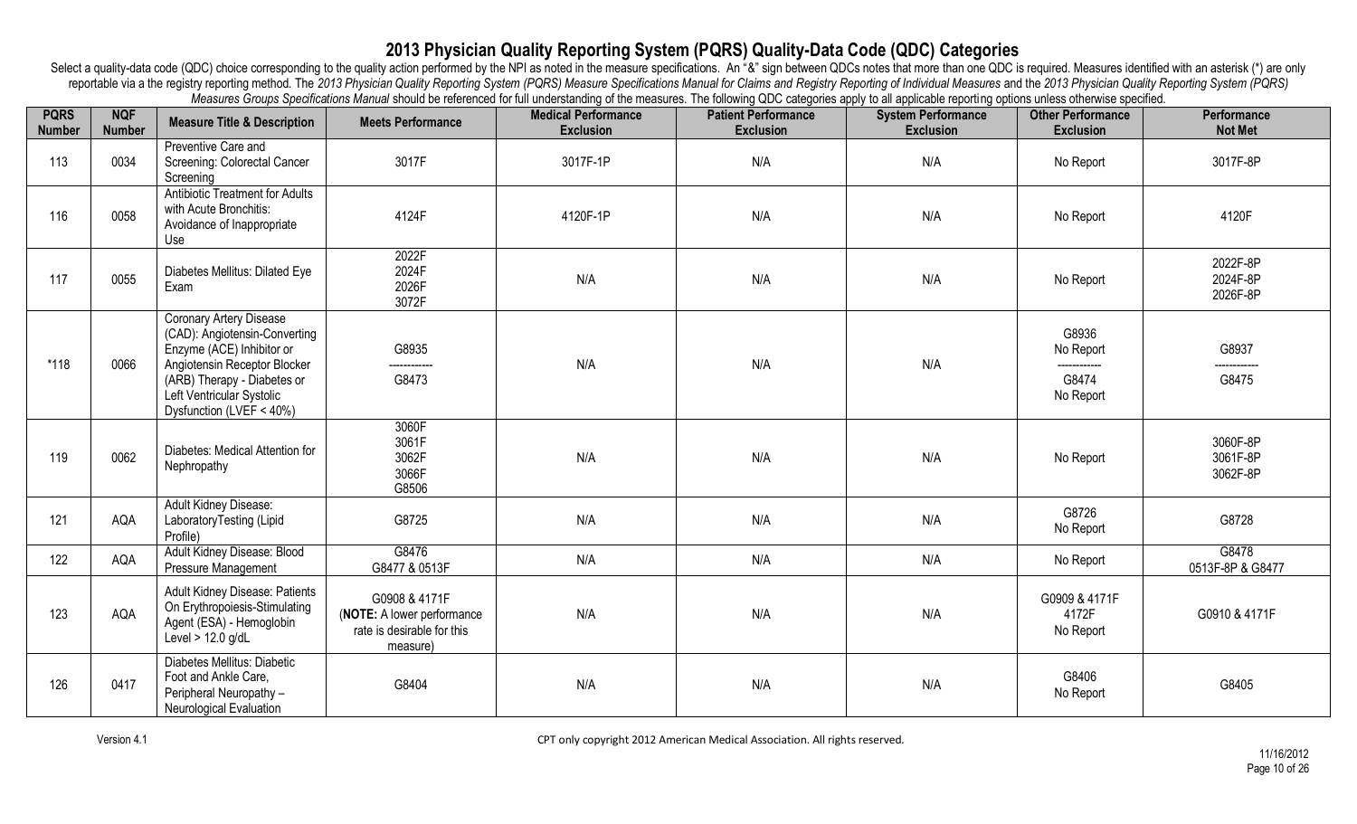# 2013 Physician Quality Reporting System (PQRS) Quality-Data Code (QDC) Categories

Select a quality-data code (QDC) choice corresponding to the quality action performed by the NPI as noted in the measure specifications. An "&" sign between QDCs notes that more than one QDC is required. Measures identified with an asterisk (*) are only reportable via a the registry reporting method. The *2013 Physician Quality Reporting System (PQRS) Measure Specifications Manual for Claims and Registry Reporting of Individual Measures* and the *2013 Physician Quality Reporting System (PQRS) Measures Groups Specifications Manual* should be referenced for full understanding of the measures. The following QDC categories apply to all applicable reporting options unless otherwise specified.

| PQRS Number | NQF Number | Measure Title & Description | Meets Performance | Medical Performance Exclusion | Patient Performance Exclusion | System Performance Exclusion | Other Performance Exclusion | Performance Not Met |
|---|---|---|---|---|---|---|---|---|
| 113 | 0034 | Preventive Care and Screening: Colorectal Cancer Screening | 3017F | 3017F-1P | N/A | N/A | No Report | 3017F-8P |
| 116 | 0058 | Antibiotic Treatment for Adults with Acute Bronchitis: Avoidance of Inappropriate Use | 4124F | 4120F-1P | N/A | N/A | No Report | 4120F |
| 117 | 0055 | Diabetes Mellitus: Dilated Eye Exam | 2022F<br>2024F<br>2026F<br>3072F | N/A | N/A | N/A | No Report | 2022F-8P<br>2024F-8P<br>2026F-8P |
| *118 | 0066 | Coronary Artery Disease (CAD): Angiotensin-Converting Enzyme (ACE) Inhibitor or Angiotensin Receptor Blocker (ARB) Therapy - Diabetes or Left Ventricular Systolic Dysfunction (LVEF < 40%) | G8935<br>------------<br>G8473 | N/A | N/A | N/A | G8936<br>No Report<br>------------<br>G8474<br>No Report | G8937<br>------------<br>G8475 |
| 119 | 0062 | Diabetes: Medical Attention for Nephropathy | 3060F<br>3061F<br>3062F<br>3066F<br>G8506 | N/A | N/A | N/A | No Report | 3060F-8P<br>3061F-8P<br>3062F-8P |
| 121 | AQA | Adult Kidney Disease: LaboratoryTesting (Lipid Profile) | G8725 | N/A | N/A | N/A | G8726<br>No Report | G8728 |
| 122 | AQA | Adult Kidney Disease: Blood Pressure Management | G8476<br>G8477 & 0513F | N/A | N/A | N/A | No Report | G8478<br>0513F-8P & G8477 |
| 123 | AQA | Adult Kidney Disease: Patients On Erythropoiesis-Stimulating Agent (ESA) - Hemoglobin Level > 12.0 g/dL | G0908 & 4171F<br>(**NOTE:** A lower performance rate is desirable for this measure) | N/A | N/A | N/A | G0909 & 4171F<br>4172F<br>No Report | G0910 & 4171F |
| 126 | 0417 | Diabetes Mellitus: Diabetic Foot and Ankle Care, Peripheral Neuropathy – Neurological Evaluation | G8404 | N/A | N/A | N/A | G8406<br>No Report | G8405 |

Version 4.1

CPT only copyright 2012 American Medical Association. All rights reserved.

11/16/2012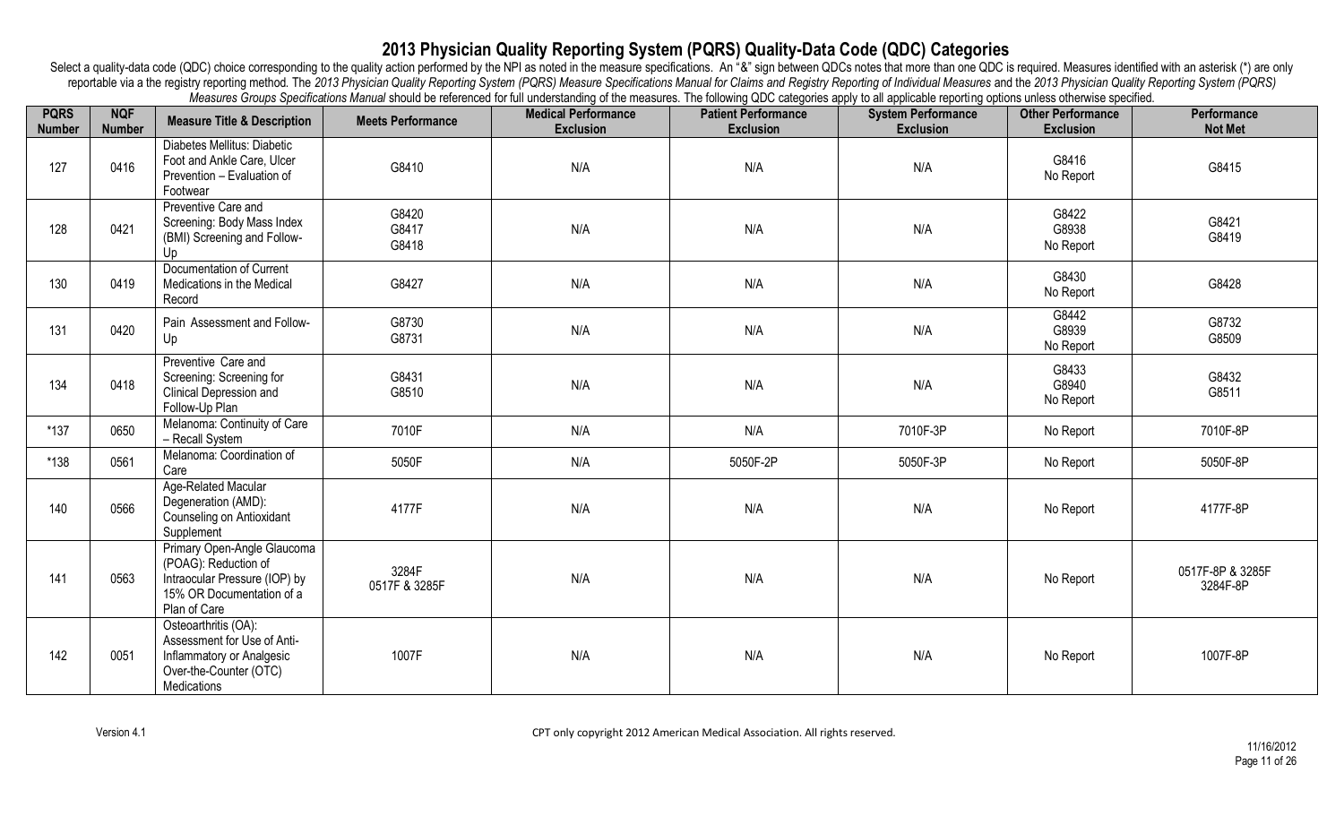# 2013 Physician Quality Reporting System (PQRS) Quality-Data Code (QDC) Categories

Select a quality-data code (QDC) choice corresponding to the quality action performed by the NPI as noted in the measure specifications. An "&" sign between QDCs notes that more than one QDC is required. Measures identified with an asterisk (*) are only reportable via a the registry reporting method. The *2013 Physician Quality Reporting System (PQRS) Measure Specifications Manual for Claims and Registry Reporting of Individual Measures* and the *2013 Physician Quality Reporting System (PQRS) Measures Groups Specifications Manual* should be referenced for full understanding of the measures. The following QDC categories apply to all applicable reporting options unless otherwise specified.

| PQRS Number | NQF Number | Measure Title & Description | Meets Performance | Medical Performance Exclusion | Patient Performance Exclusion | System Performance Exclusion | Other Performance Exclusion | Performance Not Met |
|---|---|---|---|---|---|---|---|---|
| 127 | 0416 | Diabetes Mellitus: Diabetic Foot and Ankle Care, Ulcer Prevention – Evaluation of Footwear | G8410 | N/A | N/A | N/A | G8416<br>No Report | G8415 |
| 128 | 0421 | Preventive Care and Screening: Body Mass Index (BMI) Screening and Follow-Up | G8420<br>G8417<br>G8418 | N/A | N/A | N/A | G8422<br>G8938<br>No Report | G8421<br>G8419 |
| 130 | 0419 | Documentation of Current Medications in the Medical Record | G8427 | N/A | N/A | N/A | G8430<br>No Report | G8428 |
| 131 | 0420 | Pain Assessment and Follow-Up | G8730<br>G8731 | N/A | N/A | N/A | G8442<br>G8939<br>No Report | G8732<br>G8509 |
| 134 | 0418 | Preventive Care and Screening: Screening for Clinical Depression and Follow-Up Plan | G8431<br>G8510 | N/A | N/A | N/A | G8433<br>G8940<br>No Report | G8432<br>G8511 |
| *137 | 0650 | Melanoma: Continuity of Care – Recall System | 7010F | N/A | N/A | 7010F-3P | No Report | 7010F-8P |
| *138 | 0561 | Melanoma: Coordination of Care | 5050F | N/A | 5050F-2P | 5050F-3P | No Report | 5050F-8P |
| 140 | 0566 | Age-Related Macular Degeneration (AMD): Counseling on Antioxidant Supplement | 4177F | N/A | N/A | N/A | No Report | 4177F-8P |
| 141 | 0563 | Primary Open-Angle Glaucoma (POAG): Reduction of Intraocular Pressure (IOP) by 15% OR Documentation of a Plan of Care | 3284F<br>0517F & 3285F | N/A | N/A | N/A | No Report | 0517F-8P & 3285F<br>3284F-8P |
| 142 | 0051 | Osteoarthritis (OA): Assessment for Use of Anti-Inflammatory or Analgesic Over-the-Counter (OTC) Medications | 1007F | N/A | N/A | N/A | No Report | 1007F-8P |

Version 4.1

CPT only copyright 2012 American Medical Association. All rights reserved.

11/16/2012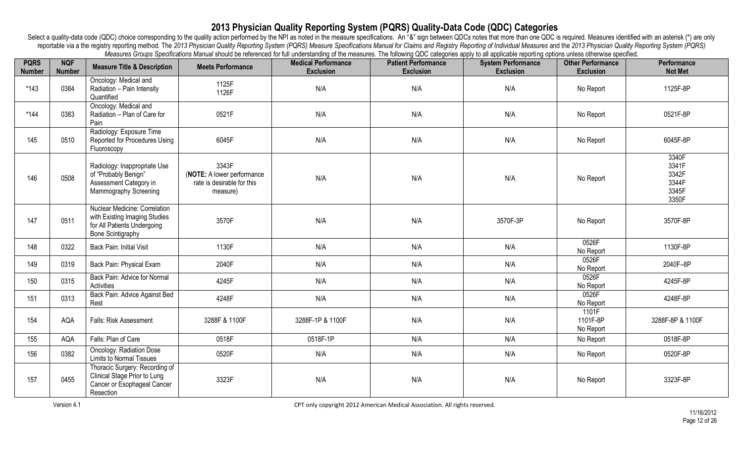# 2013 Physician Quality Reporting System (PQRS) Quality-Data Code (QDC) Categories

Select a quality-data code (QDC) choice corresponding to the quality action performed by the NPI as noted in the measure specifications. An "&" sign between QDCs notes that more than one QDC is required. Measures identified with an asterisk (*) are only reportable via a the registry reporting method. The *2013 Physician Quality Reporting System (PQRS) Measure Specifications Manual for Claims and Registry Reporting of Individual Measures* and the *2013 Physician Quality Reporting System (PQRS) Measures Groups Specifications Manual* should be referenced for full understanding of the measures. The following QDC categories apply to all applicable reporting options unless otherwise specified.

| PQRS Number | NQF Number | Measure Title & Description | Meets Performance | Medical Performance Exclusion | Patient Performance Exclusion | System Performance Exclusion | Other Performance Exclusion | Performance Not Met |
|---|---|---|---|---|---|---|---|---|
| *143 | 0384 | Oncology: Medical and Radiation – Pain Intensity Quantified | 1125F<br>1126F | N/A | N/A | N/A | No Report | 1125F-8P |
| *144 | 0383 | Oncology: Medical and Radiation – Plan of Care for Pain | 0521F | N/A | N/A | N/A | No Report | 0521F-8P |
| 145 | 0510 | Radiology: Exposure Time Reported for Procedures Using Fluoroscopy | 6045F | N/A | N/A | N/A | No Report | 6045F-8P |
| 146 | 0508 | Radiology: Inappropriate Use of "Probably Benign" Assessment Category in Mammography Screening | 3343F<br>(**NOTE:** A lower performance rate is desirable for this measure) | N/A | N/A | N/A | No Report | 3340F<br>3341F<br>3342F<br>3344F<br>3345F<br>3350F |
| 147 | 0511 | Nuclear Medicine: Correlation with Existing Imaging Studies for All Patients Undergoing Bone Scintigraphy | 3570F | N/A | N/A | 3570F-3P | No Report | 3570F-8P |
| 148 | 0322 | Back Pain: Initial Visit | 1130F | N/A | N/A | N/A | 0526F<br>No Report | 1130F-8P |
| 149 | 0319 | Back Pain: Physical Exam | 2040F | N/A | N/A | N/A | 0526F<br>No Report | 2040F–8P |
| 150 | 0315 | Back Pain: Advice for Normal Activities | 4245F | N/A | N/A | N/A | 0526F<br>No Report | 4245F-8P |
| 151 | 0313 | Back Pain: Advice Against Bed Rest | 4248F | N/A | N/A | N/A | 0526F<br>No Report | 4248F-8P |
| 154 | AQA | Falls: Risk Assessment | 3288F & 1100F | 3288F-1P & 1100F | N/A | N/A | 1101F<br>1101F-8P<br>No Report | 3288F-8P & 1100F |
| 155 | AQA | Falls: Plan of Care | 0518F | 0518F-1P | N/A | N/A | No Report | 0518F-8P |
| 156 | 0382 | Oncology: Radiation Dose Limits to Normal Tissues | 0520F | N/A | N/A | N/A | No Report | 0520F-8P |
| 157 | 0455 | Thoracic Surgery: Recording of Clinical Stage Prior to Lung Cancer or Esophageal Cancer Resection | 3323F | N/A | N/A | N/A | No Report | 3323F-8P |

Version 4.1

CPT only copyright 2012 American Medical Association. All rights reserved.

11/16/2012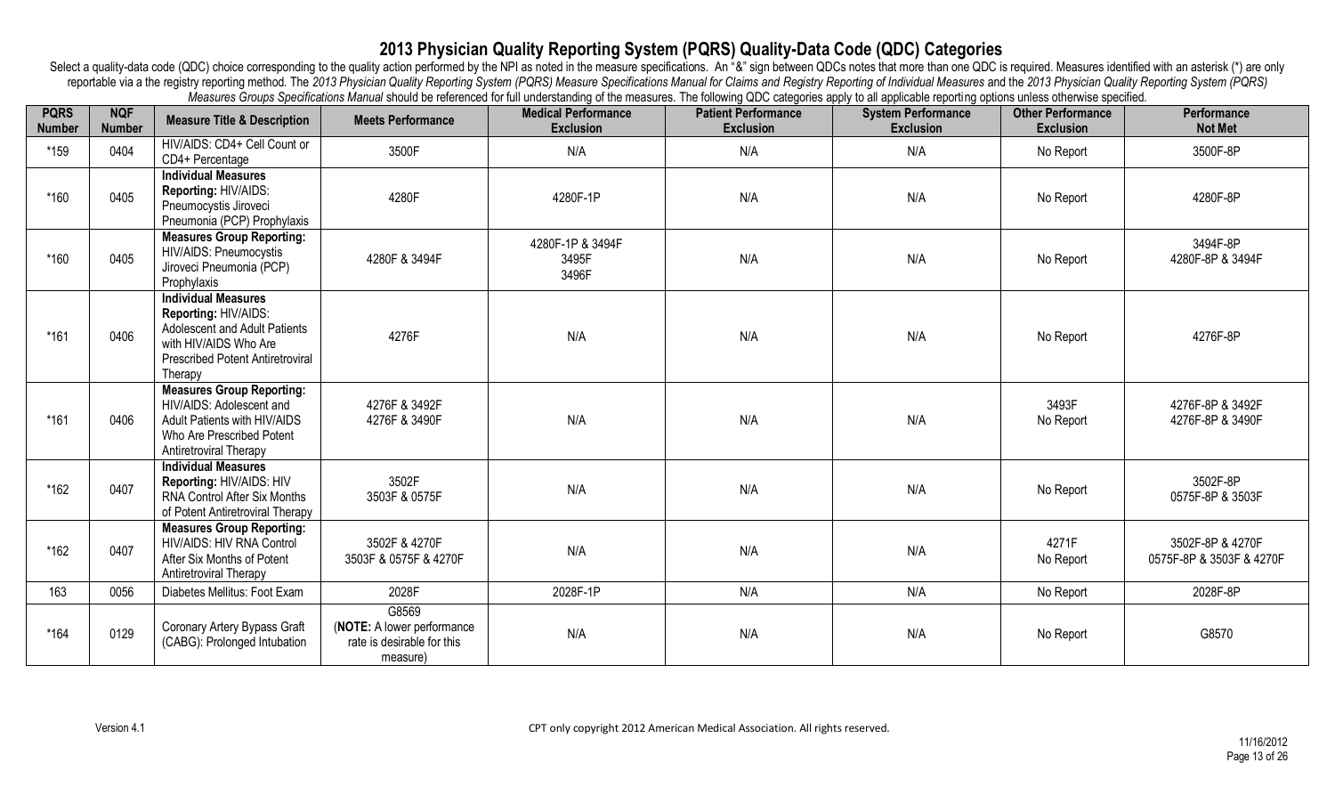# 2013 Physician Quality Reporting System (PQRS) Quality-Data Code (QDC) Categories

Select a quality-data code (QDC) choice corresponding to the quality action performed by the NPI as noted in the measure specifications. An "&" sign between QDCs notes that more than one QDC is required. Measures identified with an asterisk (*) are only reportable via a the registry reporting method. The *2013 Physician Quality Reporting System (PQRS) Measure Specifications Manual for Claims and Registry Reporting of Individual Measures* and the *2013 Physician Quality Reporting System (PQRS) Measures Groups Specifications Manual* should be referenced for full understanding of the measures. The following QDC categories apply to all applicable reporting options unless otherwise specified.

| PQRS Number | NQF Number | Measure Title & Description | Meets Performance | Medical Performance Exclusion | Patient Performance Exclusion | System Performance Exclusion | Other Performance Exclusion | Performance Not Met |
|---|---|---|---|---|---|---|---|---|
| *159 | 0404 | HIV/AIDS: CD4+ Cell Count or CD4+ Percentage | 3500F | N/A | N/A | N/A | No Report | 3500F-8P |
| *160 | 0405 | **Individual Measures Reporting:** HIV/AIDS: Pneumocystis Jiroveci Pneumonia (PCP) Prophylaxis | 4280F | 4280F-1P | N/A | N/A | No Report | 4280F-8P |
| *160 | 0405 | **Measures Group Reporting:** HIV/AIDS: Pneumocystis Jiroveci Pneumonia (PCP) Prophylaxis | 4280F & 3494F | 4280F-1P & 3494F<br>3495F<br>3496F | N/A | N/A | No Report | 3494F-8P<br>4280F-8P & 3494F |
| *161 | 0406 | **Individual Measures Reporting:** HIV/AIDS: Adolescent and Adult Patients with HIV/AIDS Who Are Prescribed Potent Antiretroviral Therapy | 4276F | N/A | N/A | N/A | No Report | 4276F-8P |
| *161 | 0406 | **Measures Group Reporting:** HIV/AIDS: Adolescent and Adult Patients with HIV/AIDS Who Are Prescribed Potent Antiretroviral Therapy | 4276F & 3492F<br>4276F & 3490F | N/A | N/A | N/A | 3493F<br>No Report | 4276F-8P & 3492F<br>4276F-8P & 3490F |
| *162 | 0407 | **Individual Measures Reporting:** HIV/AIDS: HIV RNA Control After Six Months of Potent Antiretroviral Therapy | 3502F<br>3503F & 0575F | N/A | N/A | N/A | No Report | 3502F-8P<br>0575F-8P & 3503F |
| *162 | 0407 | **Measures Group Reporting:** HIV/AIDS: HIV RNA Control After Six Months of Potent Antiretroviral Therapy | 3502F & 4270F<br>3503F & 0575F & 4270F | N/A | N/A | N/A | 4271F<br>No Report | 3502F-8P & 4270F<br>0575F-8P & 3503F & 4270F |
| 163 | 0056 | Diabetes Mellitus: Foot Exam | 2028F | 2028F-1P | N/A | N/A | No Report | 2028F-8P |
| *164 | 0129 | Coronary Artery Bypass Graft (CABG): Prolonged Intubation | G8569<br>(**NOTE:** A lower performance rate is desirable for this measure) | N/A | N/A | N/A | No Report | G8570 |

Version 4.1

CPT only copyright 2012 American Medical Association. All rights reserved.

11/16/2012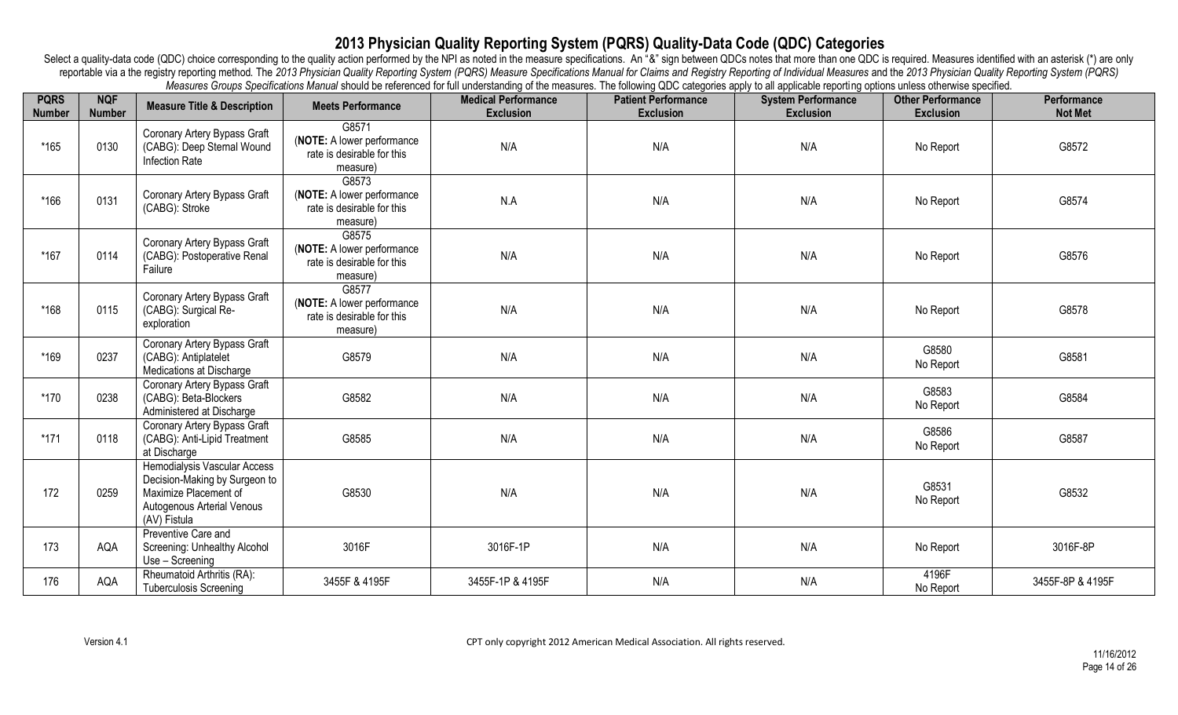# 2013 Physician Quality Reporting System (PQRS) Quality-Data Code (QDC) Categories

Select a quality-data code (QDC) choice corresponding to the quality action performed by the NPI as noted in the measure specifications. An "&" sign between QDCs notes that more than one QDC is required. Measures identified with an asterisk (*) are only reportable via a the registry reporting method. The *2013 Physician Quality Reporting System (PQRS) Measure Specifications Manual for Claims and Registry Reporting of Individual Measures* and the *2013 Physician Quality Reporting System (PQRS) Measures Groups Specifications Manual* should be referenced for full understanding of the measures. The following QDC categories apply to all applicable reporting options unless otherwise specified.

| PQRS Number | NQF Number | Measure Title & Description | Meets Performance | Medical Performance Exclusion | Patient Performance Exclusion | System Performance Exclusion | Other Performance Exclusion | Performance Not Met |
|---|---|---|---|---|---|---|---|---|
| *165 | 0130 | Coronary Artery Bypass Graft (CABG): Deep Sternal Wound Infection Rate | G8571 (**NOTE:** A lower performance rate is desirable for this measure) | N/A | N/A | N/A | No Report | G8572 |
| *166 | 0131 | Coronary Artery Bypass Graft (CABG): Stroke | G8573 (**NOTE:** A lower performance rate is desirable for this measure) | N.A | N/A | N/A | No Report | G8574 |
| *167 | 0114 | Coronary Artery Bypass Graft (CABG): Postoperative Renal Failure | G8575 (**NOTE:** A lower performance rate is desirable for this measure) | N/A | N/A | N/A | No Report | G8576 |
| *168 | 0115 | Coronary Artery Bypass Graft (CABG): Surgical Re-exploration | G8577 (**NOTE:** A lower performance rate is desirable for this measure) | N/A | N/A | N/A | No Report | G8578 |
| *169 | 0237 | Coronary Artery Bypass Graft (CABG): Antiplatelet Medications at Discharge | G8579 | N/A | N/A | N/A | G8580 No Report | G8581 |
| *170 | 0238 | Coronary Artery Bypass Graft (CABG): Beta-Blockers Administered at Discharge | G8582 | N/A | N/A | N/A | G8583 No Report | G8584 |
| *171 | 0118 | Coronary Artery Bypass Graft (CABG): Anti-Lipid Treatment at Discharge | G8585 | N/A | N/A | N/A | G8586 No Report | G8587 |
| 172 | 0259 | Hemodialysis Vascular Access Decision-Making by Surgeon to Maximize Placement of Autogenous Arterial Venous (AV) Fistula | G8530 | N/A | N/A | N/A | G8531 No Report | G8532 |
| 173 | AQA | Preventive Care and Screening: Unhealthy Alcohol Use – Screening | 3016F | 3016F-1P | N/A | N/A | No Report | 3016F-8P |
| 176 | AQA | Rheumatoid Arthritis (RA): Tuberculosis Screening | 3455F & 4195F | 3455F-1P & 4195F | N/A | N/A | 4196F No Report | 3455F-8P & 4195F |

Version 4.1

CPT only copyright 2012 American Medical Association. All rights reserved.

11/16/2012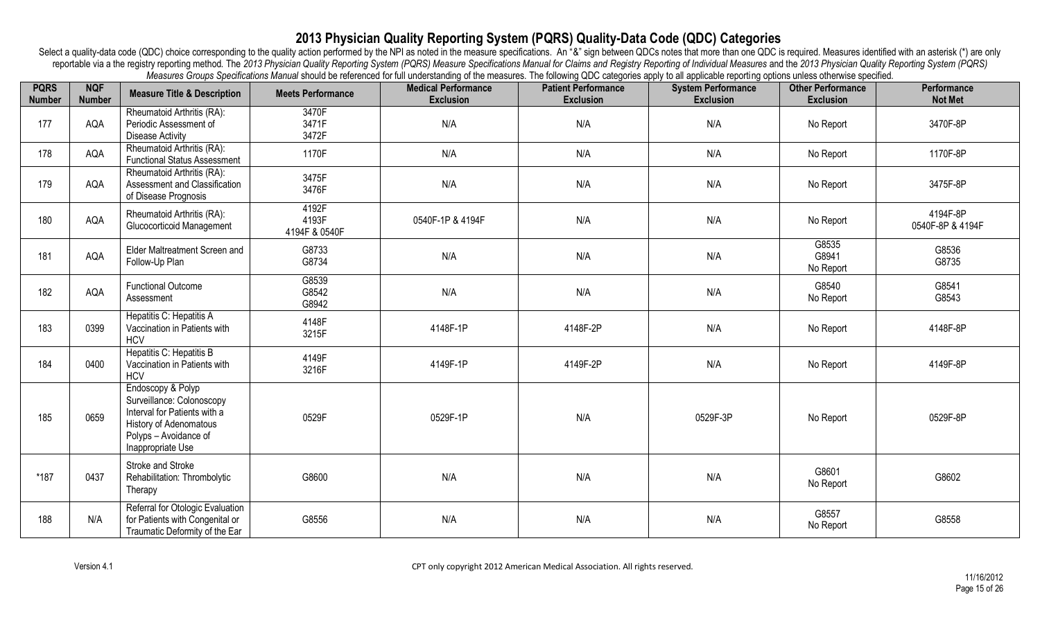# 2013 Physician Quality Reporting System (PQRS) Quality-Data Code (QDC) Categories

Select a quality-data code (QDC) choice corresponding to the quality action performed by the NPI as noted in the measure specifications. An "&" sign between QDCs notes that more than one QDC is required. Measures identified with an asterisk (*) are only reportable via a the registry reporting method. The *2013 Physician Quality Reporting System (PQRS) Measure Specifications Manual for Claims and Registry Reporting of Individual Measures* and the *2013 Physician Quality Reporting System (PQRS) Measures Groups Specifications Manual* should be referenced for full understanding of the measures. The following QDC categories apply to all applicable reporting options unless otherwise specified.

| PQRS Number | NQF Number | Measure Title & Description | Meets Performance | Medical Performance Exclusion | Patient Performance Exclusion | System Performance Exclusion | Other Performance Exclusion | Performance Not Met |
|---|---|---|---|---|---|---|---|---|
| 177 | AQA | Rheumatoid Arthritis (RA): Periodic Assessment of Disease Activity | 3470F<br>3471F<br>3472F | N/A | N/A | N/A | No Report | 3470F-8P |
| 178 | AQA | Rheumatoid Arthritis (RA): Functional Status Assessment | 1170F | N/A | N/A | N/A | No Report | 1170F-8P |
| 179 | AQA | Rheumatoid Arthritis (RA): Assessment and Classification of Disease Prognosis | 3475F<br>3476F | N/A | N/A | N/A | No Report | 3475F-8P |
| 180 | AQA | Rheumatoid Arthritis (RA): Glucocorticoid Management | 4192F<br>4193F<br>4194F & 0540F | 0540F-1P & 4194F | N/A | N/A | No Report | 4194F-8P<br>0540F-8P & 4194F |
| 181 | AQA | Elder Maltreatment Screen and Follow-Up Plan | G8733<br>G8734 | N/A | N/A | N/A | G8535<br>G8941<br>No Report | G8536<br>G8735 |
| 182 | AQA | Functional Outcome Assessment | G8539<br>G8542<br>G8942 | N/A | N/A | N/A | G8540<br>No Report | G8541<br>G8543 |
| 183 | 0399 | Hepatitis C: Hepatitis A Vaccination in Patients with HCV | 4148F<br>3215F | 4148F-1P | 4148F-2P | N/A | No Report | 4148F-8P |
| 184 | 0400 | Hepatitis C: Hepatitis B Vaccination in Patients with HCV | 4149F<br>3216F | 4149F-1P | 4149F-2P | N/A | No Report | 4149F-8P |
| 185 | 0659 | Endoscopy & Polyp Surveillance: Colonoscopy Interval for Patients with a History of Adenomatous Polyps – Avoidance of Inappropriate Use | 0529F | 0529F-1P | N/A | 0529F-3P | No Report | 0529F-8P |
| *187 | 0437 | Stroke and Stroke Rehabilitation: Thrombolytic Therapy | G8600 | N/A | N/A | N/A | G8601<br>No Report | G8602 |
| 188 | N/A | Referral for Otologic Evaluation for Patients with Congenital or Traumatic Deformity of the Ear | G8556 | N/A | N/A | N/A | G8557<br>No Report | G8558 |

Version 4.1

CPT only copyright 2012 American Medical Association. All rights reserved.

11/16/2012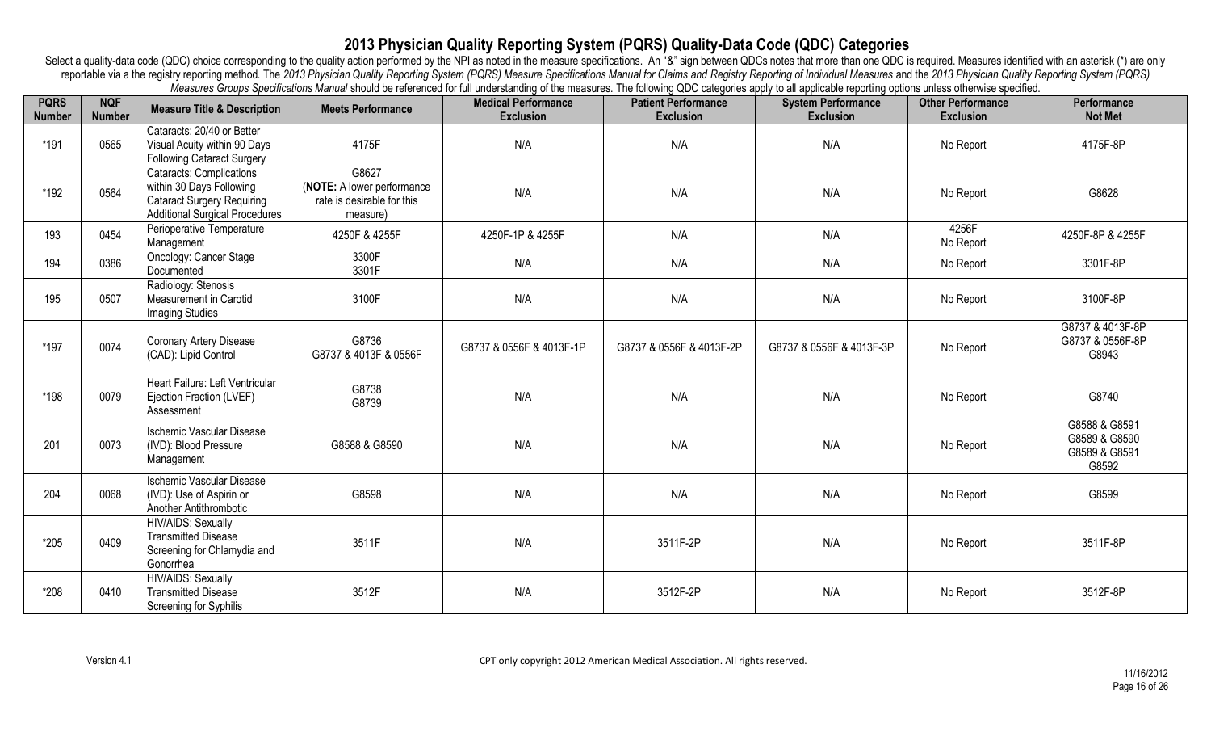# 2013 Physician Quality Reporting System (PQRS) Quality-Data Code (QDC) Categories

Select a quality-data code (QDC) choice corresponding to the quality action performed by the NPI as noted in the measure specifications. An "&" sign between QDCs notes that more than one QDC is required. Measures identified with an asterisk (*) are only reportable via a the registry reporting method. The *2013 Physician Quality Reporting System (PQRS) Measure Specifications Manual for Claims and Registry Reporting of Individual Measures* and the *2013 Physician Quality Reporting System (PQRS) Measures Groups Specifications Manual* should be referenced for full understanding of the measures. The following QDC categories apply to all applicable reporting options unless otherwise specified.

| PQRS Number | NQF Number | Measure Title & Description | Meets Performance | Medical Performance Exclusion | Patient Performance Exclusion | System Performance Exclusion | Other Performance Exclusion | Performance Not Met |
|---|---|---|---|---|---|---|---|---|
| *191 | 0565 | Cataracts: 20/40 or Better Visual Acuity within 90 Days Following Cataract Surgery | 4175F | N/A | N/A | N/A | No Report | 4175F-8P |
| *192 | 0564 | Cataracts: Complications within 30 Days Following Cataract Surgery Requiring Additional Surgical Procedures | G8627 (**NOTE:** A lower performance rate is desirable for this measure) | N/A | N/A | N/A | No Report | G8628 |
| 193 | 0454 | Perioperative Temperature Management | 4250F & 4255F | 4250F-1P & 4255F | N/A | N/A | 4256F<br>No Report | 4250F-8P & 4255F |
| 194 | 0386 | Oncology: Cancer Stage Documented | 3300F<br>3301F | N/A | N/A | N/A | No Report | 3301F-8P |
| 195 | 0507 | Radiology: Stenosis Measurement in Carotid Imaging Studies | 3100F | N/A | N/A | N/A | No Report | 3100F-8P |
| *197 | 0074 | Coronary Artery Disease (CAD): Lipid Control | G8736<br>G8737 & 4013F & 0556F | G8737 & 0556F & 4013F-1P | G8737 & 0556F & 4013F-2P | G8737 & 0556F & 4013F-3P | No Report | G8737 & 4013F-8P<br>G8737 & 0556F-8P<br>G8943 |
| *198 | 0079 | Heart Failure: Left Ventricular Ejection Fraction (LVEF) Assessment | G8738<br>G8739 | N/A | N/A | N/A | No Report | G8740 |
| 201 | 0073 | Ischemic Vascular Disease (IVD): Blood Pressure Management | G8588 & G8590 | N/A | N/A | N/A | No Report | G8588 & G8591<br>G8589 & G8590<br>G8589 & G8591<br>G8592 |
| 204 | 0068 | Ischemic Vascular Disease (IVD): Use of Aspirin or Another Antithrombotic | G8598 | N/A | N/A | N/A | No Report | G8599 |
| *205 | 0409 | HIV/AIDS: Sexually Transmitted Disease Screening for Chlamydia and Gonorrhea | 3511F | N/A | 3511F-2P | N/A | No Report | 3511F-8P |
| *208 | 0410 | HIV/AIDS: Sexually Transmitted Disease Screening for Syphilis | 3512F | N/A | 3512F-2P | N/A | No Report | 3512F-8P |

Version 4.1

CPT only copyright 2012 American Medical Association. All rights reserved.

11/16/2012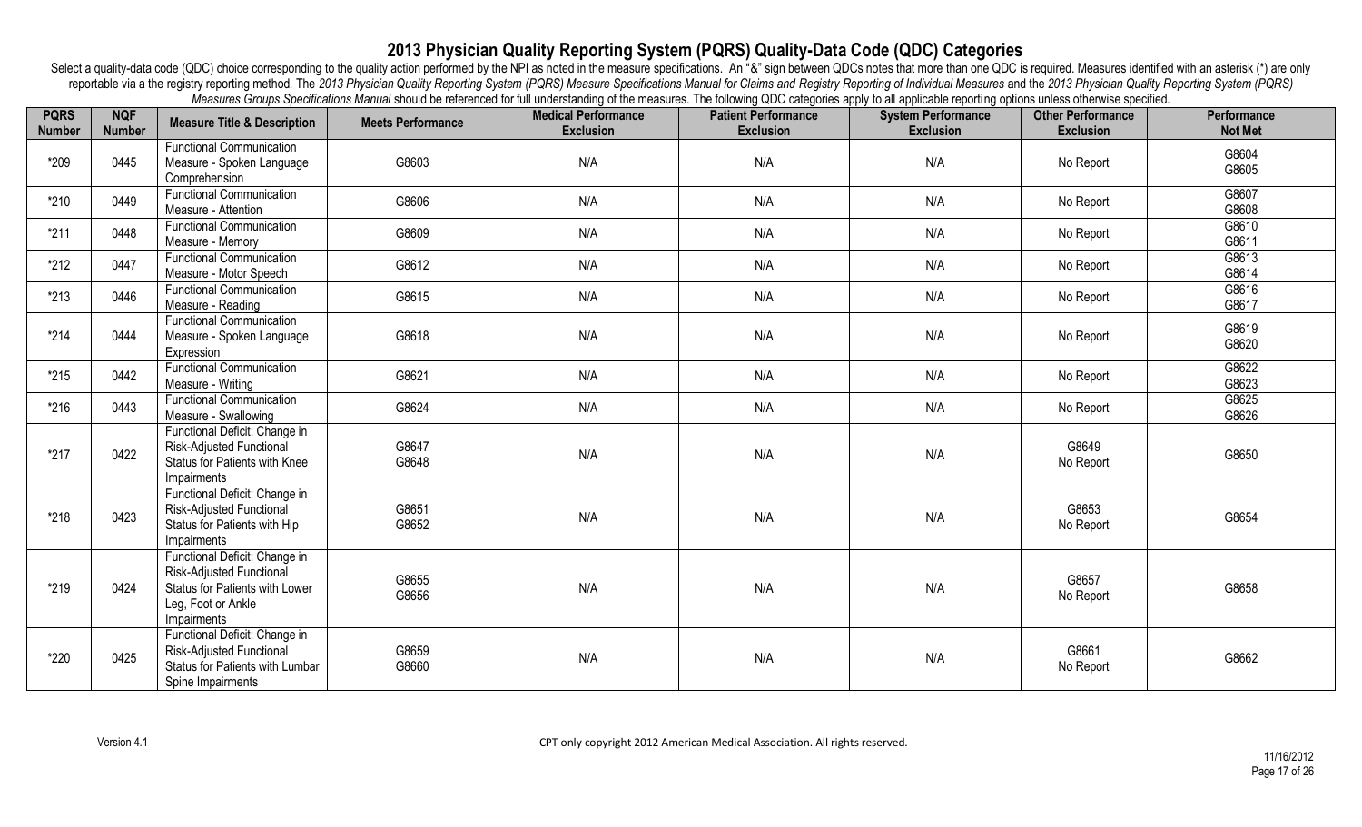# 2013 Physician Quality Reporting System (PQRS) Quality-Data Code (QDC) Categories

Select a quality-data code (QDC) choice corresponding to the quality action performed by the NPI as noted in the measure specifications. An "&" sign between QDCs notes that more than one QDC is required. Measures identified with an asterisk (*) are only reportable via a the registry reporting method. The *2013 Physician Quality Reporting System (PQRS) Measure Specifications Manual for Claims and Registry Reporting of Individual Measures* and the *2013 Physician Quality Reporting System (PQRS) Measures Groups Specifications Manual* should be referenced for full understanding of the measures. The following QDC categories apply to all applicable reporting options unless otherwise specified.

| PQRS Number | NQF Number | Measure Title & Description | Meets Performance | Medical Performance Exclusion | Patient Performance Exclusion | System Performance Exclusion | Other Performance Exclusion | Performance Not Met |
|---|---|---|---|---|---|---|---|---|
| *209 | 0445 | Functional Communication Measure - Spoken Language Comprehension | G8603 | N/A | N/A | N/A | No Report | G8604<br>G8605 |
| *210 | 0449 | Functional Communication Measure - Attention | G8606 | N/A | N/A | N/A | No Report | G8607<br>G8608 |
| *211 | 0448 | Functional Communication Measure - Memory | G8609 | N/A | N/A | N/A | No Report | G8610<br>G8611 |
| *212 | 0447 | Functional Communication Measure - Motor Speech | G8612 | N/A | N/A | N/A | No Report | G8613<br>G8614 |
| *213 | 0446 | Functional Communication Measure - Reading | G8615 | N/A | N/A | N/A | No Report | G8616<br>G8617 |
| *214 | 0444 | Functional Communication Measure - Spoken Language Expression | G8618 | N/A | N/A | N/A | No Report | G8619<br>G8620 |
| *215 | 0442 | Functional Communication Measure - Writing | G8621 | N/A | N/A | N/A | No Report | G8622<br>G8623 |
| *216 | 0443 | Functional Communication Measure - Swallowing | G8624 | N/A | N/A | N/A | No Report | G8625<br>G8626 |
| *217 | 0422 | Functional Deficit: Change in Risk-Adjusted Functional Status for Patients with Knee Impairments | G8647<br>G8648 | N/A | N/A | N/A | G8649<br>No Report | G8650 |
| *218 | 0423 | Functional Deficit: Change in Risk-Adjusted Functional Status for Patients with Hip Impairments | G8651<br>G8652 | N/A | N/A | N/A | G8653<br>No Report | G8654 |
| *219 | 0424 | Functional Deficit: Change in Risk-Adjusted Functional Status for Patients with Lower Leg, Foot or Ankle Impairments | G8655<br>G8656 | N/A | N/A | N/A | G8657<br>No Report | G8658 |
| *220 | 0425 | Functional Deficit: Change in Risk-Adjusted Functional Status for Patients with Lumbar Spine Impairments | G8659<br>G8660 | N/A | N/A | N/A | G8661<br>No Report | G8662 |

Version 4.1

CPT only copyright 2012 American Medical Association. All rights reserved.

11/16/2012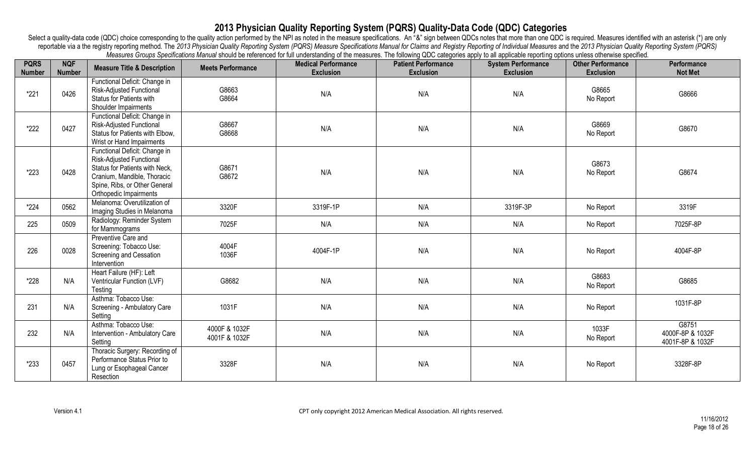# 2013 Physician Quality Reporting System (PQRS) Quality-Data Code (QDC) Categories

Select a quality-data code (QDC) choice corresponding to the quality action performed by the NPI as noted in the measure specifications. An "&" sign between QDCs notes that more than one QDC is required. Measures identified with an asterisk (*) are only reportable via a the registry reporting method. The *2013 Physician Quality Reporting System (PQRS) Measure Specifications Manual for Claims and Registry Reporting of Individual Measures* and the *2013 Physician Quality Reporting System (PQRS) Measures Groups Specifications Manual* should be referenced for full understanding of the measures. The following QDC categories apply to all applicable reporting options unless otherwise specified.

| PQRS Number | NQF Number | Measure Title & Description | Meets Performance | Medical Performance Exclusion | Patient Performance Exclusion | System Performance Exclusion | Other Performance Exclusion | Performance Not Met |
|---|---|---|---|---|---|---|---|---|
| *221 | 0426 | Functional Deficit: Change in Risk-Adjusted Functional Status for Patients with Shoulder Impairments | G8663<br>G8664 | N/A | N/A | N/A | G8665<br>No Report | G8666 |
| *222 | 0427 | Functional Deficit: Change in Risk-Adjusted Functional Status for Patients with Elbow, Wrist or Hand Impairments | G8667<br>G8668 | N/A | N/A | N/A | G8669<br>No Report | G8670 |
| *223 | 0428 | Functional Deficit: Change in Risk-Adjusted Functional Status for Patients with Neck, Cranium, Mandible, Thoracic Spine, Ribs, or Other General Orthopedic Impairments | G8671<br>G8672 | N/A | N/A | N/A | G8673<br>No Report | G8674 |
| *224 | 0562 | Melanoma: Overutilization of Imaging Studies in Melanoma | 3320F | 3319F-1P | N/A | 3319F-3P | No Report | 3319F |
| 225 | 0509 | Radiology: Reminder System for Mammograms | 7025F | N/A | N/A | N/A | No Report | 7025F-8P |
| 226 | 0028 | Preventive Care and Screening: Tobacco Use: Screening and Cessation Intervention | 4004F<br>1036F | 4004F-1P | N/A | N/A | No Report | 4004F-8P |
| *228 | N/A | Heart Failure (HF): Left Ventricular Function (LVF) Testing | G8682 | N/A | N/A | N/A | G8683<br>No Report | G8685 |
| 231 | N/A | Asthma: Tobacco Use: Screening - Ambulatory Care Setting | 1031F | N/A | N/A | N/A | No Report | 1031F-8P |
| 232 | N/A | Asthma: Tobacco Use: Intervention - Ambulatory Care Setting | 4000F & 1032F<br>4001F & 1032F | N/A | N/A | N/A | 1033F<br>No Report | G8751<br>4000F-8P & 1032F<br>4001F-8P & 1032F |
| *233 | 0457 | Thoracic Surgery: Recording of Performance Status Prior to Lung or Esophageal Cancer Resection | 3328F | N/A | N/A | N/A | No Report | 3328F-8P |

Version 4.1

CPT only copyright 2012 American Medical Association. All rights reserved.

11/16/2012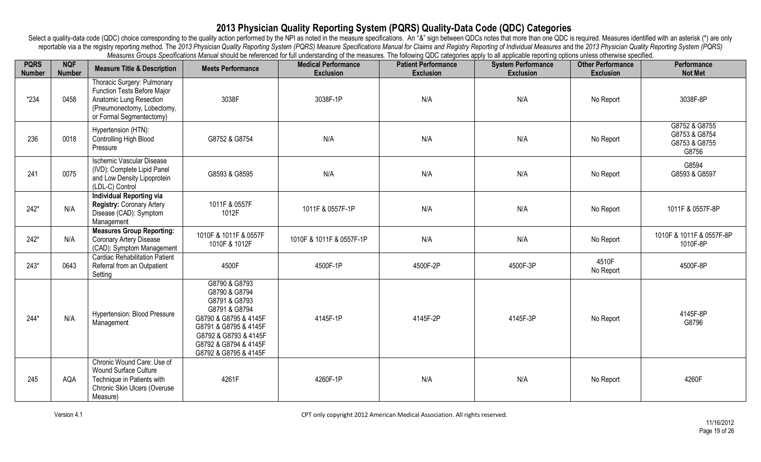# 2013 Physician Quality Reporting System (PQRS) Quality-Data Code (QDC) Categories

Select a quality-data code (QDC) choice corresponding to the quality action performed by the NPI as noted in the measure specifications. An "&" sign between QDCs notes that more than one QDC is required. Measures identified with an asterisk (*) are only reportable via a the registry reporting method. The *2013 Physician Quality Reporting System (PQRS) Measure Specifications Manual for Claims and Registry Reporting of Individual Measures* and the *2013 Physician Quality Reporting System (PQRS) Measures Groups Specifications Manual* should be referenced for full understanding of the measures. The following QDC categories apply to all applicable reporting options unless otherwise specified.

| PQRS Number | NQF Number | Measure Title & Description | Meets Performance | Medical Performance Exclusion | Patient Performance Exclusion | System Performance Exclusion | Other Performance Exclusion | Performance Not Met |
|---|---|---|---|---|---|---|---|---|
| *234 | 0458 | Thoracic Surgery: Pulmonary Function Tests Before Major Anatomic Lung Resection (Pneumonectomy, Lobectomy, or Formal Segmentectomy) | 3038F | 3038F-1P | N/A | N/A | No Report | 3038F-8P |
| 236 | 0018 | Hypertension (HTN): Controlling High Blood Pressure | G8752 & G8754 | N/A | N/A | N/A | No Report | G8752 & G8755<br>G8753 & G8754<br>G8753 & G8755<br>G8756 |
| 241 | 0075 | Ischemic Vascular Disease (IVD): Complete Lipid Panel and Low Density Lipoprotein (LDL-C) Control | G8593 & G8595 | N/A | N/A | N/A | No Report | G8594<br>G8593 & G8597 |
| 242* | N/A | **Individual Reporting via Registry:** Coronary Artery Disease (CAD): Symptom Management | 1011F & 0557F<br>1012F | 1011F & 0557F-1P | N/A | N/A | No Report | 1011F & 0557F-8P |
| 242* | N/A | **Measures Group Reporting:** Coronary Artery Disease (CAD): Symptom Management | 1010F & 1011F & 0557F<br>1010F & 1012F | 1010F & 1011F & 0557F-1P | N/A | N/A | No Report | 1010F & 1011F & 0557F-8P<br>1010F-8P |
| 243* | 0643 | Cardiac Rehabilitation Patient Referral from an Outpatient Setting | 4500F | 4500F-1P | 4500F-2P | 4500F-3P | 4510F<br>No Report | 4500F-8P |
| 244* | N/A | Hypertension: Blood Pressure Management | G8790 & G8793<br>G8790 & G8794<br>G8791 & G8793<br>G8791 & G8794<br>G8790 & G8795 & 4145F<br>G8791 & G8795 & 4145F<br>G8792 & G8793 & 4145F<br>G8792 & G8794 & 4145F<br>G8792 & G8795 & 4145F | 4145F-1P | 4145F-2P | 4145F-3P | No Report | 4145F-8P<br>G8796 |
| 245 | AQA | Chronic Wound Care: Use of Wound Surface Culture Technique in Patients with Chronic Skin Ulcers (Overuse Measure) | 4261F | 4260F-1P | N/A | N/A | No Report | 4260F |

Version 4.1

CPT only copyright 2012 American Medical Association. All rights reserved.

11/16/2012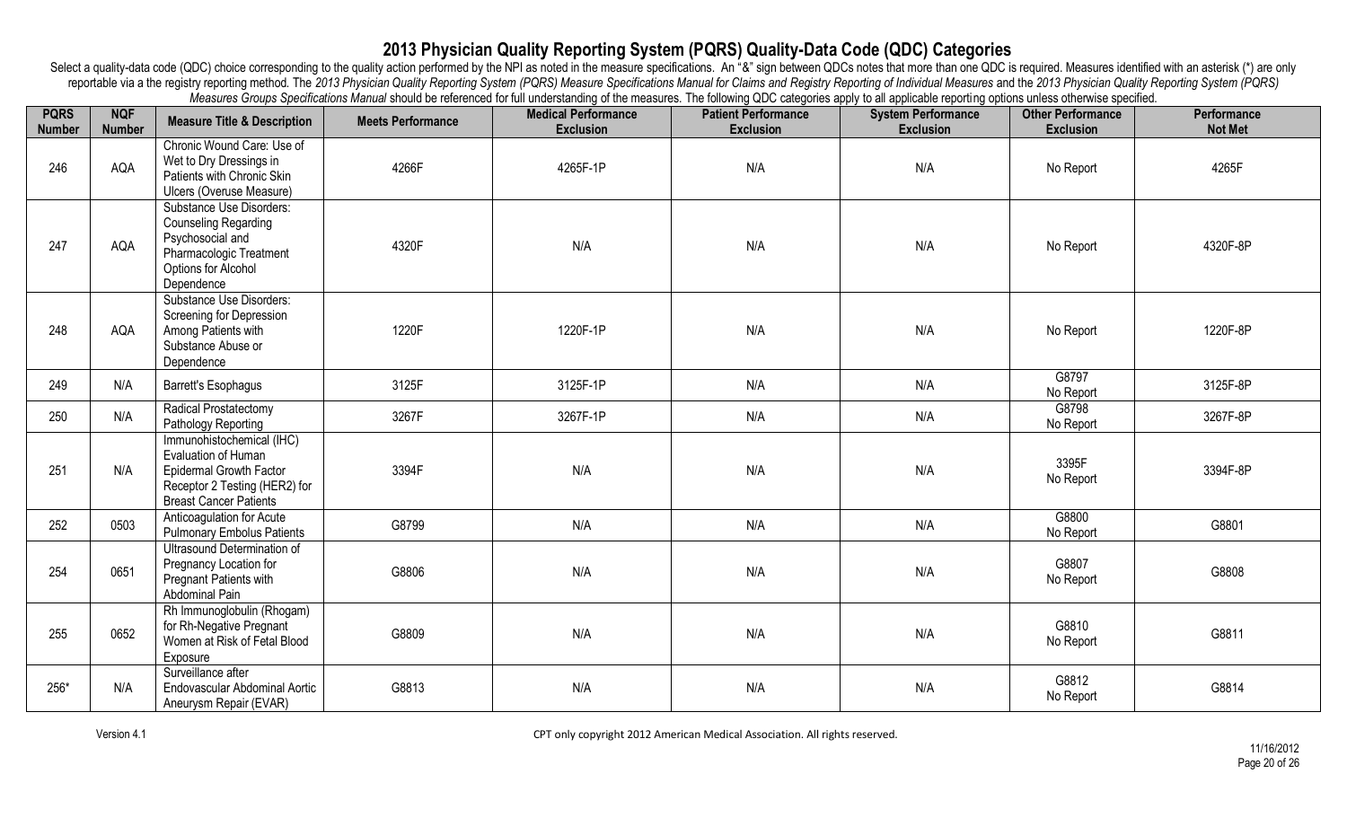# 2013 Physician Quality Reporting System (PQRS) Quality-Data Code (QDC) Categories

Select a quality-data code (QDC) choice corresponding to the quality action performed by the NPI as noted in the measure specifications. An "&" sign between QDCs notes that more than one QDC is required. Measures identified with an asterisk (*) are only reportable via a the registry reporting method. The *2013 Physician Quality Reporting System (PQRS) Measure Specifications Manual for Claims and Registry Reporting of Individual Measures* and the *2013 Physician Quality Reporting System (PQRS) Measures Groups Specifications Manual* should be referenced for full understanding of the measures. The following QDC categories apply to all applicable reporting options unless otherwise specified.

| PQRS Number | NQF Number | Measure Title & Description | Meets Performance | Medical Performance Exclusion | Patient Performance Exclusion | System Performance Exclusion | Other Performance Exclusion | Performance Not Met |
|---|---|---|---|---|---|---|---|---|
| 246 | AQA | Chronic Wound Care: Use of Wet to Dry Dressings in Patients with Chronic Skin Ulcers (Overuse Measure) | 4266F | 4265F-1P | N/A | N/A | No Report | 4265F |
| 247 | AQA | Substance Use Disorders: Counseling Regarding Psychosocial and Pharmacologic Treatment Options for Alcohol Dependence | 4320F | N/A | N/A | N/A | No Report | 4320F-8P |
| 248 | AQA | Substance Use Disorders: Screening for Depression Among Patients with Substance Abuse or Dependence | 1220F | 1220F-1P | N/A | N/A | No Report | 1220F-8P |
| 249 | N/A | Barrett's Esophagus | 3125F | 3125F-1P | N/A | N/A | G8797<br>No Report | 3125F-8P |
| 250 | N/A | Radical Prostatectomy Pathology Reporting | 3267F | 3267F-1P | N/A | N/A | G8798<br>No Report | 3267F-8P |
| 251 | N/A | Immunohistochemical (IHC) Evaluation of Human Epidermal Growth Factor Receptor 2 Testing (HER2) for Breast Cancer Patients | 3394F | N/A | N/A | N/A | 3395F<br>No Report | 3394F-8P |
| 252 | 0503 | Anticoagulation for Acute Pulmonary Embolus Patients | G8799 | N/A | N/A | N/A | G8800<br>No Report | G8801 |
| 254 | 0651 | Ultrasound Determination of Pregnancy Location for Pregnant Patients with Abdominal Pain | G8806 | N/A | N/A | N/A | G8807<br>No Report | G8808 |
| 255 | 0652 | Rh Immunoglobulin (Rhogam) for Rh-Negative Pregnant Women at Risk of Fetal Blood Exposure | G8809 | N/A | N/A | N/A | G8810<br>No Report | G8811 |
| 256* | N/A | Surveillance after Endovascular Abdominal Aortic Aneurysm Repair (EVAR) | G8813 | N/A | N/A | N/A | G8812<br>No Report | G8814 |

Version 4.1

CPT only copyright 2012 American Medical Association. All rights reserved.

11/16/2012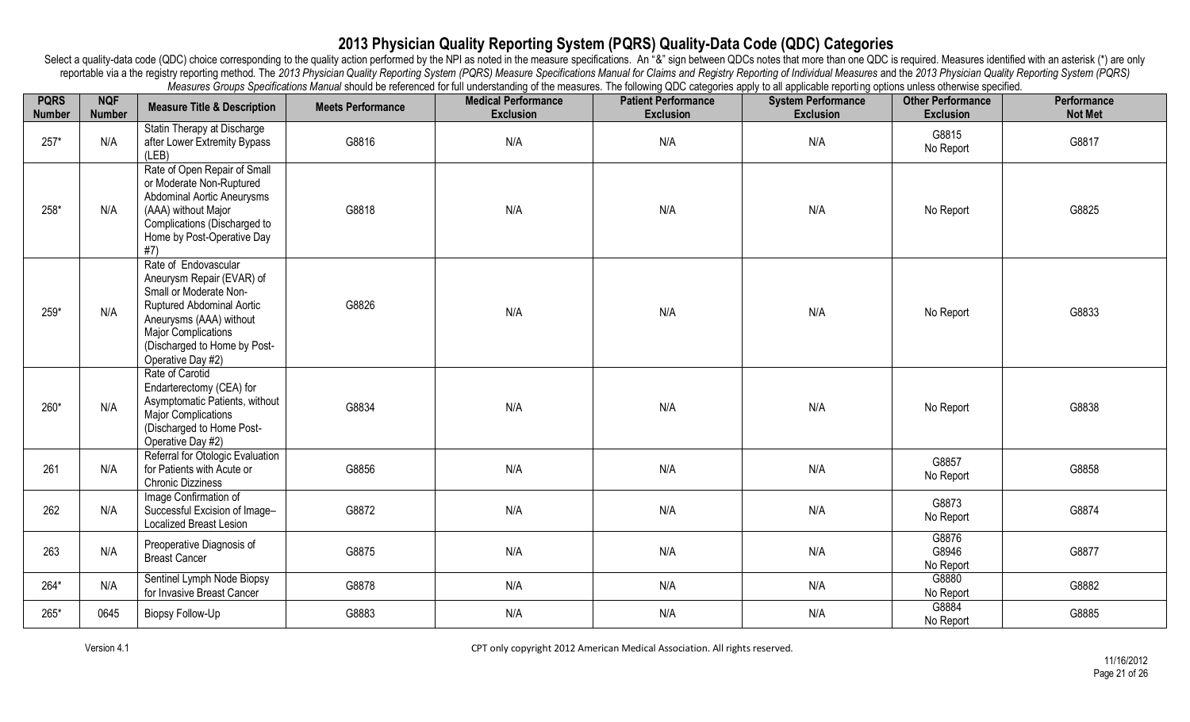# 2013 Physician Quality Reporting System (PQRS) Quality-Data Code (QDC) Categories

Select a quality-data code (QDC) choice corresponding to the quality action performed by the NPI as noted in the measure specifications. An "&" sign between QDCs notes that more than one QDC is required. Measures identified with an asterisk (*) are only reportable via a the registry reporting method. The *2013 Physician Quality Reporting System (PQRS) Measure Specifications Manual for Claims and Registry Reporting of Individual Measures* and the *2013 Physician Quality Reporting System (PQRS) Measures Groups Specifications Manual* should be referenced for full understanding of the measures. The following QDC categories apply to all applicable reporting options unless otherwise specified.

| PQRS Number | NQF Number | Measure Title & Description | Meets Performance | Medical Performance Exclusion | Patient Performance Exclusion | System Performance Exclusion | Other Performance Exclusion | Performance Not Met |
|---|---|---|---|---|---|---|---|---|
| 257* | N/A | Statin Therapy at Discharge after Lower Extremity Bypass (LEB) | G8816 | N/A | N/A | N/A | G8815<br>No Report | G8817 |
| 258* | N/A | Rate of Open Repair of Small or Moderate Non-Ruptured Abdominal Aortic Aneurysms (AAA) without Major Complications (Discharged to Home by Post-Operative Day #7) | G8818 | N/A | N/A | N/A | No Report | G8825 |
| 259* | N/A | Rate of Endovascular Aneurysm Repair (EVAR) of Small or Moderate Non-Ruptured Abdominal Aortic Aneurysms (AAA) without Major Complications (Discharged to Home by Post-Operative Day #2) | G8826 | N/A | N/A | N/A | No Report | G8833 |
| 260* | N/A | Rate of Carotid Endarterectomy (CEA) for Asymptomatic Patients, without Major Complications (Discharged to Home Post-Operative Day #2) | G8834 | N/A | N/A | N/A | No Report | G8838 |
| 261 | N/A | Referral for Otologic Evaluation for Patients with Acute or Chronic Dizziness | G8856 | N/A | N/A | N/A | G8857<br>No Report | G8858 |
| 262 | N/A | Image Confirmation of Successful Excision of Image–Localized Breast Lesion | G8872 | N/A | N/A | N/A | G8873<br>No Report | G8874 |
| 263 | N/A | Preoperative Diagnosis of Breast Cancer | G8875 | N/A | N/A | N/A | G8876<br>G8946<br>No Report | G8877 |
| 264* | N/A | Sentinel Lymph Node Biopsy for Invasive Breast Cancer | G8878 | N/A | N/A | N/A | G8880<br>No Report | G8882 |
| 265* | 0645 | Biopsy Follow-Up | G8883 | N/A | N/A | N/A | G8884<br>No Report | G8885 |

Version 4.1

CPT only copyright 2012 American Medical Association. All rights reserved.

11/16/2012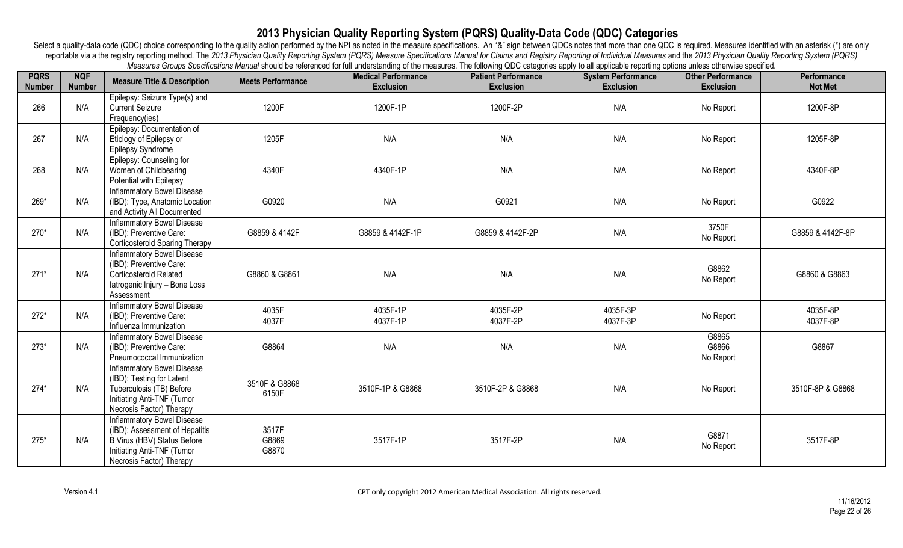# 2013 Physician Quality Reporting System (PQRS) Quality-Data Code (QDC) Categories

Select a quality-data code (QDC) choice corresponding to the quality action performed by the NPI as noted in the measure specifications. An "&" sign between QDCs notes that more than one QDC is required. Measures identified with an asterisk (*) are only reportable via a the registry reporting method. The *2013 Physician Quality Reporting System (PQRS) Measure Specifications Manual for Claims and Registry Reporting of Individual Measures* and the *2013 Physician Quality Reporting System (PQRS) Measures Groups Specifications Manual* should be referenced for full understanding of the measures. The following QDC categories apply to all applicable reporting options unless otherwise specified.

| PQRS Number | NQF Number | Measure Title & Description | Meets Performance | Medical Performance Exclusion | Patient Performance Exclusion | System Performance Exclusion | Other Performance Exclusion | Performance Not Met |
|---|---|---|---|---|---|---|---|---|
| 266 | N/A | Epilepsy: Seizure Type(s) and Current Seizure Frequency(ies) | 1200F | 1200F-1P | 1200F-2P | N/A | No Report | 1200F-8P |
| 267 | N/A | Epilepsy: Documentation of Etiology of Epilepsy or Epilepsy Syndrome | 1205F | N/A | N/A | N/A | No Report | 1205F-8P |
| 268 | N/A | Epilepsy: Counseling for Women of Childbearing Potential with Epilepsy | 4340F | 4340F-1P | N/A | N/A | No Report | 4340F-8P |
| 269* | N/A | Inflammatory Bowel Disease (IBD): Type, Anatomic Location and Activity All Documented | G0920 | N/A | G0921 | N/A | No Report | G0922 |
| 270* | N/A | Inflammatory Bowel Disease (IBD): Preventive Care: Corticosteroid Sparing Therapy | G8859 & 4142F | G8859 & 4142F-1P | G8859 & 4142F-2P | N/A | 3750F<br>No Report | G8859 & 4142F-8P |
| 271* | N/A | Inflammatory Bowel Disease (IBD): Preventive Care: Corticosteroid Related Iatrogenic Injury – Bone Loss Assessment | G8860 & G8861 | N/A | N/A | N/A | G8862<br>No Report | G8860 & G8863 |
| 272* | N/A | Inflammatory Bowel Disease (IBD): Preventive Care: Influenza Immunization | 4035F<br>4037F | 4035F-1P<br>4037F-1P | 4035F-2P<br>4037F-2P | 4035F-3P<br>4037F-3P | No Report | 4035F-8P<br>4037F-8P |
| 273* | N/A | Inflammatory Bowel Disease (IBD): Preventive Care: Pneumococcal Immunization | G8864 | N/A | N/A | N/A | G8865<br>G8866<br>No Report | G8867 |
| 274* | N/A | Inflammatory Bowel Disease (IBD): Testing for Latent Tuberculosis (TB) Before Initiating Anti-TNF (Tumor Necrosis Factor) Therapy | 3510F & G8868<br>6150F | 3510F-1P & G8868 | 3510F-2P & G8868 | N/A | No Report | 3510F-8P & G8868 |
| 275* | N/A | Inflammatory Bowel Disease (IBD): Assessment of Hepatitis B Virus (HBV) Status Before Initiating Anti-TNF (Tumor Necrosis Factor) Therapy | 3517F<br>G8869<br>G8870 | 3517F-1P | 3517F-2P | N/A | G8871<br>No Report | 3517F-8P |

Version 4.1

CPT only copyright 2012 American Medical Association. All rights reserved.

11/16/2012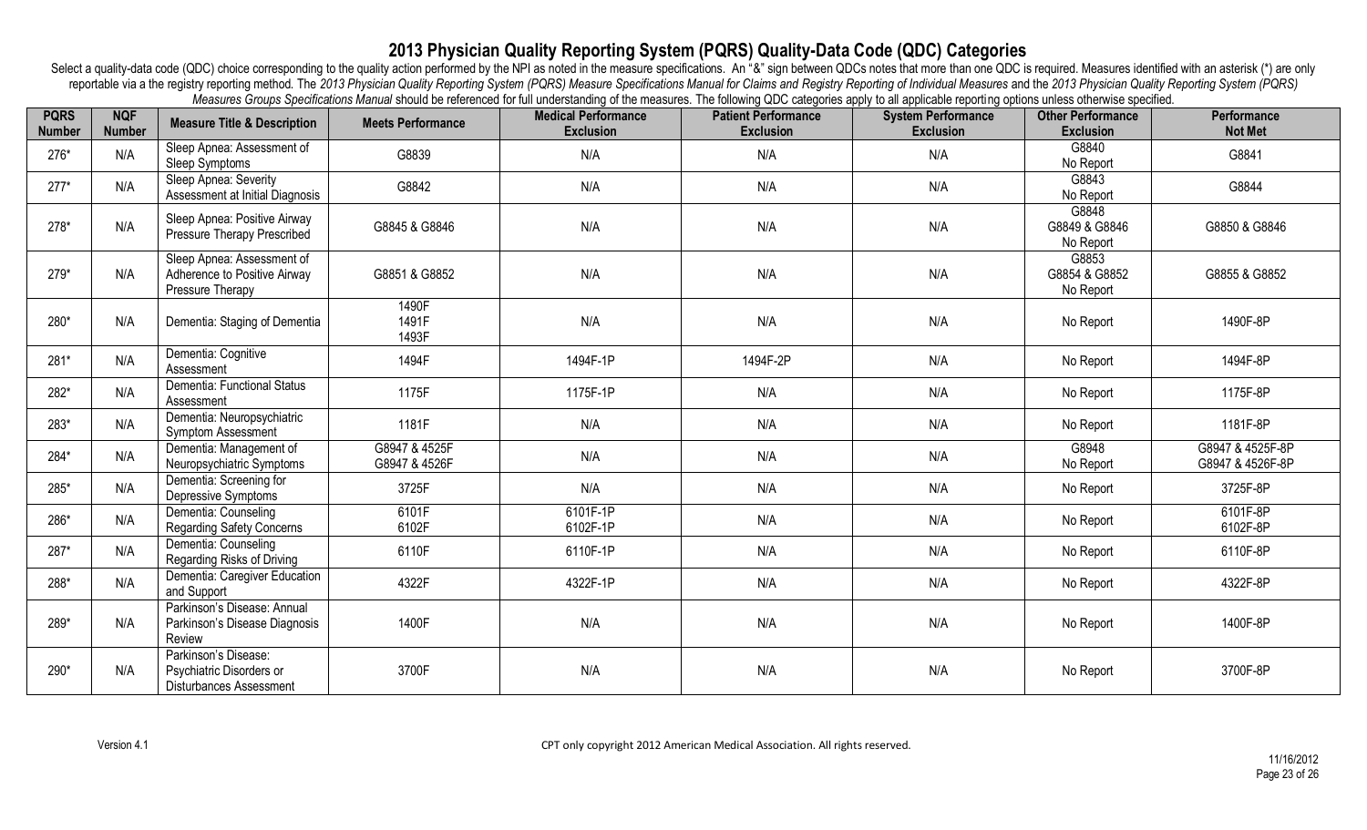# 2013 Physician Quality Reporting System (PQRS) Quality-Data Code (QDC) Categories

Select a quality-data code (QDC) choice corresponding to the quality action performed by the NPI as noted in the measure specifications. An "&" sign between QDCs notes that more than one QDC is required. Measures identified with an asterisk (*) are only reportable via a the registry reporting method. The *2013 Physician Quality Reporting System (PQRS) Measure Specifications Manual for Claims and Registry Reporting of Individual Measures* and the *2013 Physician Quality Reporting System (PQRS) Measures Groups Specifications Manual* should be referenced for full understanding of the measures. The following QDC categories apply to all applicable reporting options unless otherwise specified.

| PQRS Number | NQF Number | Measure Title & Description | Meets Performance | Medical Performance Exclusion | Patient Performance Exclusion | System Performance Exclusion | Other Performance Exclusion | Performance Not Met |
|---|---|---|---|---|---|---|---|---|
| 276* | N/A | Sleep Apnea: Assessment of Sleep Symptoms | G8839 | N/A | N/A | N/A | G8840<br>No Report | G8841 |
| 277* | N/A | Sleep Apnea: Severity Assessment at Initial Diagnosis | G8842 | N/A | N/A | N/A | G8843<br>No Report | G8844 |
| 278* | N/A | Sleep Apnea: Positive Airway Pressure Therapy Prescribed | G8845 & G8846 | N/A | N/A | N/A | G8848<br>G8849 & G8846<br>No Report | G8850 & G8846 |
| 279* | N/A | Sleep Apnea: Assessment of Adherence to Positive Airway Pressure Therapy | G8851 & G8852 | N/A | N/A | N/A | G8853<br>G8854 & G8852<br>No Report | G8855 & G8852 |
| 280* | N/A | Dementia: Staging of Dementia | 1490F<br>1491F<br>1493F | N/A | N/A | N/A | No Report | 1490F-8P |
| 281* | N/A | Dementia: Cognitive Assessment | 1494F | 1494F-1P | 1494F-2P | N/A | No Report | 1494F-8P |
| 282* | N/A | Dementia: Functional Status Assessment | 1175F | 1175F-1P | N/A | N/A | No Report | 1175F-8P |
| 283* | N/A | Dementia: Neuropsychiatric Symptom Assessment | 1181F | N/A | N/A | N/A | No Report | 1181F-8P |
| 284* | N/A | Dementia: Management of Neuropsychiatric Symptoms | G8947 & 4525F<br>G8947 & 4526F | N/A | N/A | N/A | G8948<br>No Report | G8947 & 4525F-8P<br>G8947 & 4526F-8P |
| 285* | N/A | Dementia: Screening for Depressive Symptoms | 3725F | N/A | N/A | N/A | No Report | 3725F-8P |
| 286* | N/A | Dementia: Counseling Regarding Safety Concerns | 6101F<br>6102F | 6101F-1P<br>6102F-1P | N/A | N/A | No Report | 6101F-8P<br>6102F-8P |
| 287* | N/A | Dementia: Counseling Regarding Risks of Driving | 6110F | 6110F-1P | N/A | N/A | No Report | 6110F-8P |
| 288* | N/A | Dementia: Caregiver Education and Support | 4322F | 4322F-1P | N/A | N/A | No Report | 4322F-8P |
| 289* | N/A | Parkinson's Disease: Annual Parkinson's Disease Diagnosis Review | 1400F | N/A | N/A | N/A | No Report | 1400F-8P |
| 290* | N/A | Parkinson's Disease: Psychiatric Disorders or Disturbances Assessment | 3700F | N/A | N/A | N/A | No Report | 3700F-8P |

Version 4.1

CPT only copyright 2012 American Medical Association. All rights reserved.

11/16/2012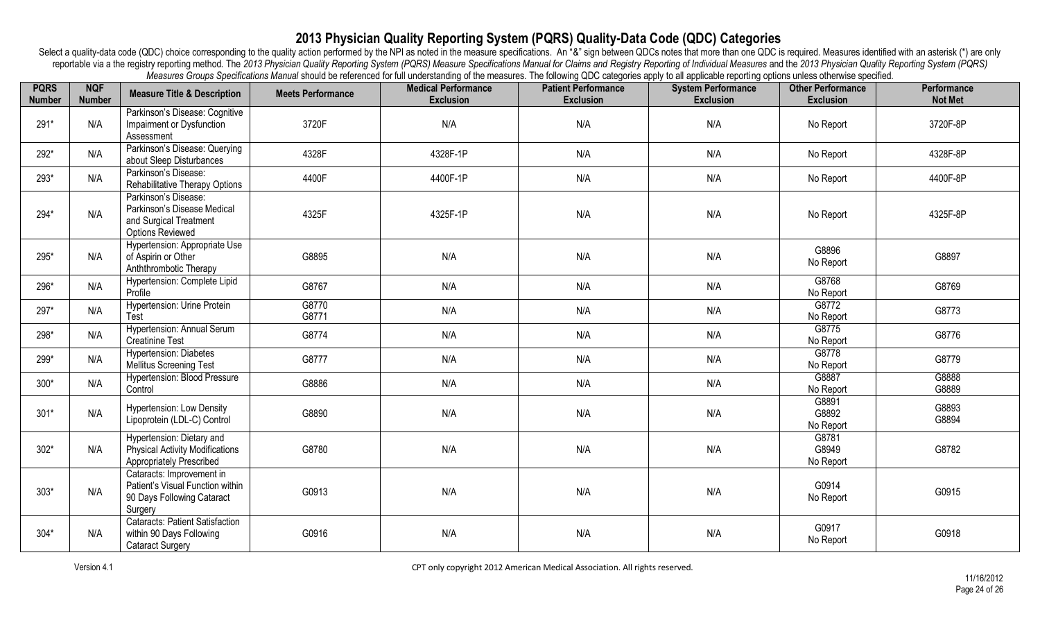# 2013 Physician Quality Reporting System (PQRS) Quality-Data Code (QDC) Categories

Select a quality-data code (QDC) choice corresponding to the quality action performed by the NPI as noted in the measure specifications. An "&" sign between QDCs notes that more than one QDC is required. Measures identified with an asterisk (*) are only reportable via a the registry reporting method. The *2013 Physician Quality Reporting System (PQRS) Measure Specifications Manual for Claims and Registry Reporting of Individual Measures* and the *2013 Physician Quality Reporting System (PQRS) Measures Groups Specifications Manual* should be referenced for full understanding of the measures. The following QDC categories apply to all applicable reporting options unless otherwise specified.

| PQRS Number | NQF Number | Measure Title & Description | Meets Performance | Medical Performance Exclusion | Patient Performance Exclusion | System Performance Exclusion | Other Performance Exclusion | Performance Not Met |
|---|---|---|---|---|---|---|---|---|
| 291* | N/A | Parkinson's Disease: Cognitive Impairment or Dysfunction Assessment | 3720F | N/A | N/A | N/A | No Report | 3720F-8P |
| 292* | N/A | Parkinson's Disease: Querying about Sleep Disturbances | 4328F | 4328F-1P | N/A | N/A | No Report | 4328F-8P |
| 293* | N/A | Parkinson's Disease: Rehabilitative Therapy Options | 4400F | 4400F-1P | N/A | N/A | No Report | 4400F-8P |
| 294* | N/A | Parkinson's Disease: Parkinson's Disease Medical and Surgical Treatment Options Reviewed | 4325F | 4325F-1P | N/A | N/A | No Report | 4325F-8P |
| 295* | N/A | Hypertension: Appropriate Use of Aspirin or Other Anththrombotic Therapy | G8895 | N/A | N/A | N/A | G8896<br>No Report | G8897 |
| 296* | N/A | Hypertension: Complete Lipid Profile | G8767 | N/A | N/A | N/A | G8768<br>No Report | G8769 |
| 297* | N/A | Hypertension: Urine Protein Test | G8770<br>G8771 | N/A | N/A | N/A | G8772<br>No Report | G8773 |
| 298* | N/A | Hypertension: Annual Serum Creatinine Test | G8774 | N/A | N/A | N/A | G8775<br>No Report | G8776 |
| 299* | N/A | Hypertension: Diabetes Mellitus Screening Test | G8777 | N/A | N/A | N/A | G8778<br>No Report | G8779 |
| 300* | N/A | Hypertension: Blood Pressure Control | G8886 | N/A | N/A | N/A | G8887<br>No Report | G8888<br>G8889 |
| 301* | N/A | Hypertension: Low Density Lipoprotein (LDL-C) Control | G8890 | N/A | N/A | N/A | G8891<br>G8892<br>No Report | G8893<br>G8894 |
| 302* | N/A | Hypertension: Dietary and Physical Activity Modifications Appropriately Prescribed | G8780 | N/A | N/A | N/A | G8781<br>G8949<br>No Report | G8782 |
| 303* | N/A | Cataracts: Improvement in Patient's Visual Function within 90 Days Following Cataract Surgery | G0913 | N/A | N/A | N/A | G0914<br>No Report | G0915 |
| 304* | N/A | Cataracts: Patient Satisfaction within 90 Days Following Cataract Surgery | G0916 | N/A | N/A | N/A | G0917<br>No Report | G0918 |

Version 4.1

CPT only copyright 2012 American Medical Association. All rights reserved.

11/16/2012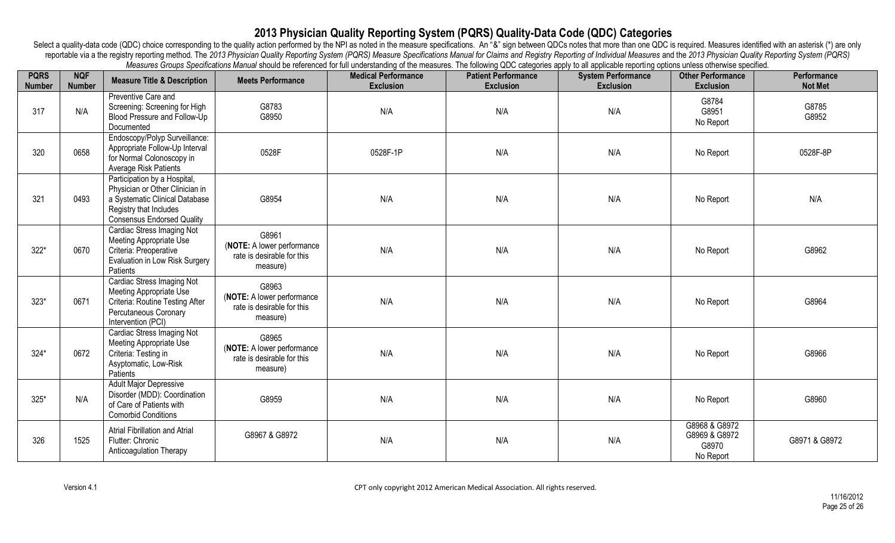# 2013 Physician Quality Reporting System (PQRS) Quality-Data Code (QDC) Categories

Select a quality-data code (QDC) choice corresponding to the quality action performed by the NPI as noted in the measure specifications. An "&" sign between QDCs notes that more than one QDC is required. Measures identified with an asterisk (*) are only reportable via a the registry reporting method. The *2013 Physician Quality Reporting System (PQRS) Measure Specifications Manual for Claims and Registry Reporting of Individual Measures* and the *2013 Physician Quality Reporting System (PQRS) Measures Groups Specifications Manual* should be referenced for full understanding of the measures. The following QDC categories apply to all applicable reporting options unless otherwise specified.

| PQRS Number | NQF Number | Measure Title & Description | Meets Performance | Medical Performance Exclusion | Patient Performance Exclusion | System Performance Exclusion | Other Performance Exclusion | Performance Not Met |
|---|---|---|---|---|---|---|---|---|
| 317 | N/A | Preventive Care and Screening: Screening for High Blood Pressure and Follow-Up Documented | G8783<br>G8950 | N/A | N/A | N/A | G8784<br>G8951<br>No Report | G8785<br>G8952 |
| 320 | 0658 | Endoscopy/Polyp Surveillance: Appropriate Follow-Up Interval for Normal Colonoscopy in Average Risk Patients | 0528F | 0528F-1P | N/A | N/A | No Report | 0528F-8P |
| 321 | 0493 | Participation by a Hospital, Physician or Other Clinician in a Systematic Clinical Database Registry that Includes Consensus Endorsed Quality | G8954 | N/A | N/A | N/A | No Report | N/A |
| 322* | 0670 | Cardiac Stress Imaging Not Meeting Appropriate Use Criteria: Preoperative Evaluation in Low Risk Surgery Patients | G8961<br>(**NOTE:** A lower performance rate is desirable for this measure) | N/A | N/A | N/A | No Report | G8962 |
| 323* | 0671 | Cardiac Stress Imaging Not Meeting Appropriate Use Criteria: Routine Testing After Percutaneous Coronary Intervention (PCI) | G8963<br>(**NOTE:** A lower performance rate is desirable for this measure) | N/A | N/A | N/A | No Report | G8964 |
| 324* | 0672 | Cardiac Stress Imaging Not Meeting Appropriate Use Criteria: Testing in Asyptomatic, Low-Risk Patients | G8965<br>(**NOTE:** A lower performance rate is desirable for this measure) | N/A | N/A | N/A | No Report | G8966 |
| 325* | N/A | Adult Major Depressive Disorder (MDD): Coordination of Care of Patients with Comorbid Conditions | G8959 | N/A | N/A | N/A | No Report | G8960 |
| 326 | 1525 | Atrial Fibrillation and Atrial Flutter: Chronic Anticoagulation Therapy | G8967 & G8972 | N/A | N/A | N/A | G8968 & G8972<br>G8969 & G8972<br>G8970<br>No Report | G8971 & G8972 |

Version 4.1

CPT only copyright 2012 American Medical Association. All rights reserved.

11/16/2012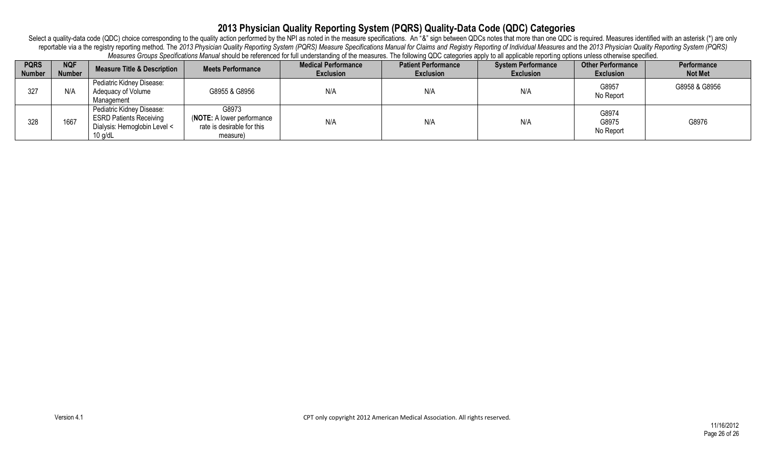# 2013 Physician Quality Reporting System (PQRS) Quality-Data Code (QDC) Categories

Select a quality-data code (QDC) choice corresponding to the quality action performed by the NPI as noted in the measure specifications. An "&" sign between QDCs notes that more than one QDC is required. Measures identified with an asterisk (*) are only reportable via a the registry reporting method. The *2013 Physician Quality Reporting System (PQRS) Measure Specifications Manual for Claims and Registry Reporting of Individual Measures* and the *2013 Physician Quality Reporting System (PQRS) Measures Groups Specifications Manual* should be referenced for full understanding of the measures. The following QDC categories apply to all applicable reporting options unless otherwise specified.

| PQRS Number | NQF Number | Measure Title & Description | Meets Performance | Medical Performance Exclusion | Patient Performance Exclusion | System Performance Exclusion | Other Performance Exclusion | Performance Not Met |
|---|---|---|---|---|---|---|---|---|
| 327 | N/A | Pediatric Kidney Disease: Adequacy of Volume Management | G8955 & G8956 | N/A | N/A | N/A | G8957<br>No Report | G8958 & G8956 |
| 328 | 1667 | Pediatric Kidney Disease: ESRD Patients Receiving Dialysis: Hemoglobin Level < 10 g/dL | G8973<br>(**NOTE:** A lower performance rate is desirable for this measure) | N/A | N/A | N/A | G8974<br>G8975<br>No Report | G8976 |

Version 4.1

CPT only copyright 2012 American Medical Association. All rights reserved.

11/16/2012